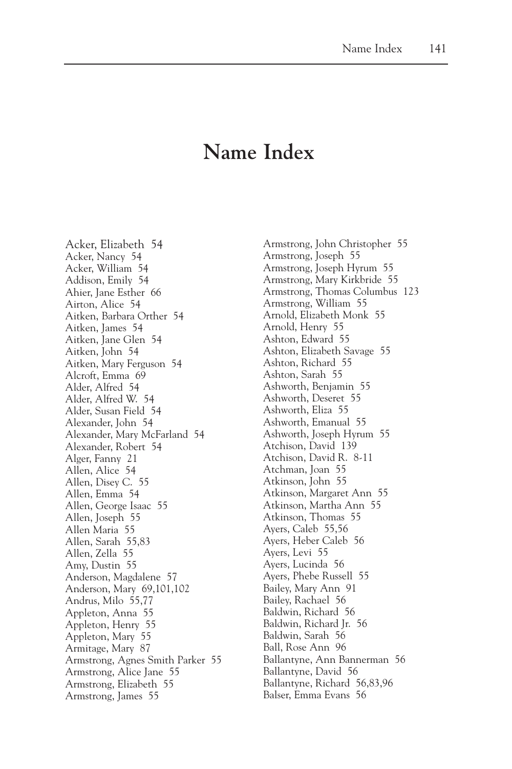# Name Index

Acker, Elizabeth 54
Acker, Nancy 54
Acker, William 54
Addison, Emily 54
Ahier, Jane Esther 66
Airton, Alice 54
Aitken, Barbara Orther 54
Aitken, James 54
Aitken, Jane Glen 54
Aitken, John 54
Aitken, Mary Ferguson 54
Alcroft, Emma 69
Alder, Alfred 54
Alder, Alfred W. 54
Alder, Susan Field 54
Alexander, John 54
Alexander, Mary McFarland 54
Alexander, Robert 54
Alger, Fanny 21
Allen, Alice 54
Allen, Disey C. 55
Allen, Emma 54
Allen, George Isaac 55
Allen, Joseph 55
Allen Maria 55
Allen, Sarah 55,83
Allen, Zella 55
Amy, Dustin 55
Anderson, Magdalene 57
Anderson, Mary 69,101,102
Andrus, Milo 55,77
Appleton, Anna 55
Appleton, Henry 55
Appleton, Mary 55
Armitage, Mary 87
Armstrong, Agnes Smith Parker 55
Armstrong, Alice Jane 55
Armstrong, Elizabeth 55
Armstrong, James 55
Armstrong, John Christopher 55
Armstrong, Joseph 55
Armstrong, Joseph Hyrum 55
Armstrong, Mary Kirkbride 55
Armstrong, Thomas Columbus 123
Armstrong, William 55
Arnold, Elizabeth Monk 55
Arnold, Henry 55
Ashton, Edward 55
Ashton, Elizabeth Savage 55
Ashton, Richard 55
Ashton, Sarah 55
Ashworth, Benjamin 55
Ashworth, Deseret 55
Ashworth, Eliza 55
Ashworth, Emanual 55
Ashworth, Joseph Hyrum 55
Atchison, David 139
Atchison, David R. 8-11
Atchman, Joan 55
Atkinson, John 55
Atkinson, Margaret Ann 55
Atkinson, Martha Ann 55
Atkinson, Thomas 55
Ayers, Caleb 55,56
Ayers, Heber Caleb 56
Ayers, Levi 55
Ayers, Lucinda 56
Ayers, Phebe Russell 55
Bailey, Mary Ann 91
Bailey, Rachael 56
Baldwin, Richard 56
Baldwin, Richard Jr. 56
Baldwin, Sarah 56
Ball, Rose Ann 96
Ballantyne, Ann Bannerman 56
Ballantyne, David 56
Ballantyne, Richard 56,83,96
Balser, Emma Evans 56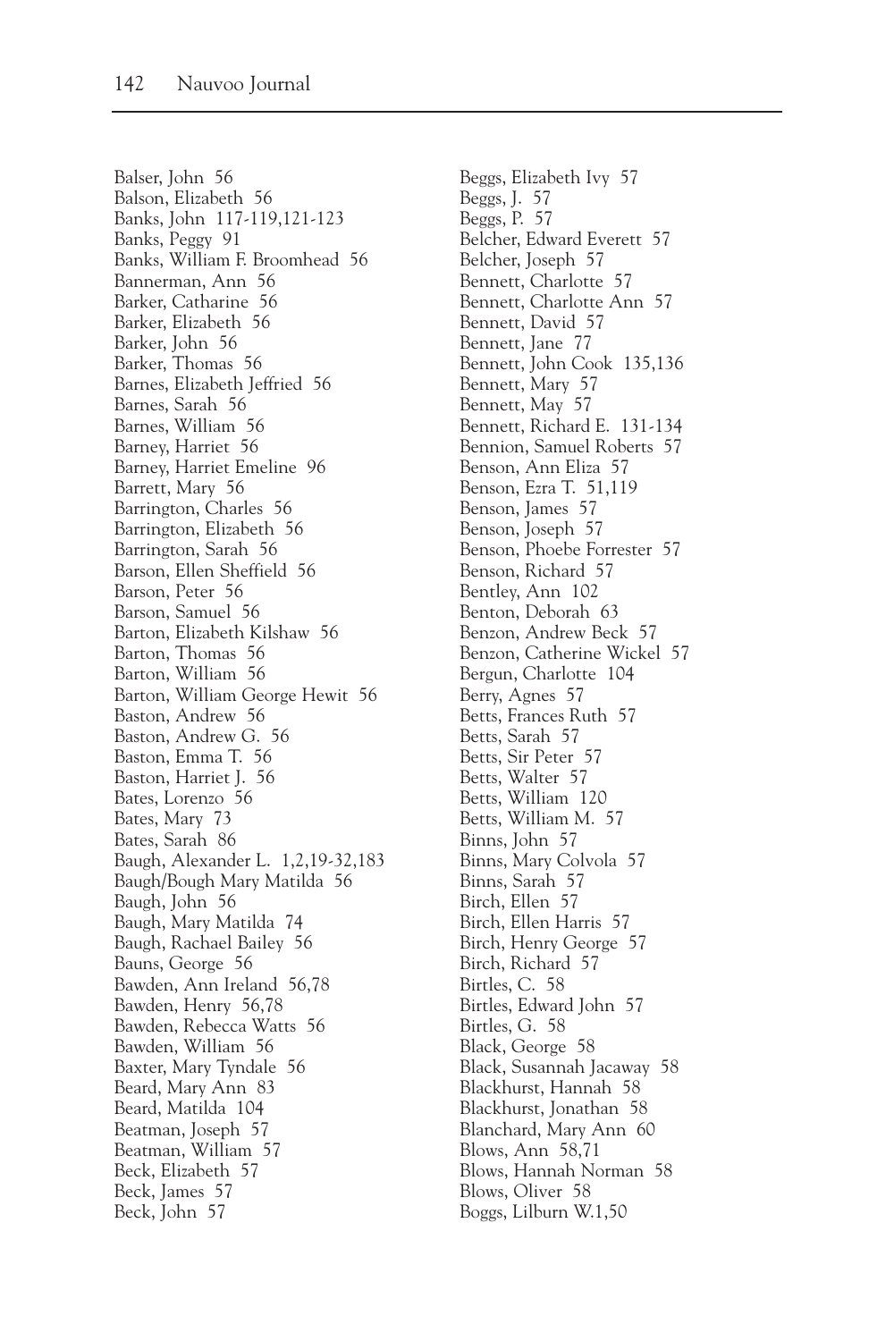Balser, John 56
Balson, Elizabeth 56
Banks, John 117-119,121-123
Banks, Peggy 91
Banks, William F. Broomhead 56
Bannerman, Ann 56
Barker, Catharine 56
Barker, Elizabeth 56
Barker, John 56
Barker, Thomas 56
Barnes, Elizabeth Jeffried 56
Barnes, Sarah 56
Barnes, William 56
Barney, Harriet 56
Barney, Harriet Emeline 96
Barrett, Mary 56
Barrington, Charles 56
Barrington, Elizabeth 56
Barrington, Sarah 56
Barson, Ellen Sheffield 56
Barson, Peter 56
Barson, Samuel 56
Barton, Elizabeth Kilshaw 56
Barton, Thomas 56
Barton, William 56
Barton, William George Hewit 56
Baston, Andrew 56
Baston, Andrew G. 56
Baston, Emma T. 56
Baston, Harriet J. 56
Bates, Lorenzo 56
Bates, Mary 73
Bates, Sarah 86
Baugh, Alexander L. 1,2,19-32,183
Baugh/Bough Mary Matilda 56
Baugh, John 56
Baugh, Mary Matilda 74
Baugh, Rachael Bailey 56
Bauns, George 56
Bawden, Ann Ireland 56,78
Bawden, Henry 56,78
Bawden, Rebecca Watts 56
Bawden, William 56
Baxter, Mary Tyndale 56
Beard, Mary Ann 83
Beard, Matilda 104
Beatman, Joseph 57
Beatman, William 57
Beck, Elizabeth 57
Beck, James 57
Beck, John 57
Beggs, Elizabeth Ivy 57
Beggs, J. 57
Beggs, P. 57
Belcher, Edward Everett 57
Belcher, Joseph 57
Bennett, Charlotte 57
Bennett, Charlotte Ann 57
Bennett, David 57
Bennett, Jane 77
Bennett, John Cook 135,136
Bennett, Mary 57
Bennett, May 57
Bennett, Richard E. 131-134
Bennion, Samuel Roberts 57
Benson, Ann Eliza 57
Benson, Ezra T. 51,119
Benson, James 57
Benson, Joseph 57
Benson, Phoebe Forrester 57
Benson, Richard 57
Bentley, Ann 102
Benton, Deborah 63
Benzon, Andrew Beck 57
Benzon, Catherine Wickel 57
Bergun, Charlotte 104
Berry, Agnes 57
Betts, Frances Ruth 57
Betts, Sarah 57
Betts, Sir Peter 57
Betts, Walter 57
Betts, William 120
Betts, William M. 57
Binns, John 57
Binns, Mary Colvola 57
Binns, Sarah 57
Birch, Ellen 57
Birch, Ellen Harris 57
Birch, Henry George 57
Birch, Richard 57
Birtles, C. 58
Birtles, Edward John 57
Birtles, G. 58
Black, George 58
Black, Susannah Jacaway 58
Blackhurst, Hannah 58
Blackhurst, Jonathan 58
Blanchard, Mary Ann 60
Blows, Ann 58,71
Blows, Hannah Norman 58
Blows, Oliver 58
Boggs, Lilburn W.1,50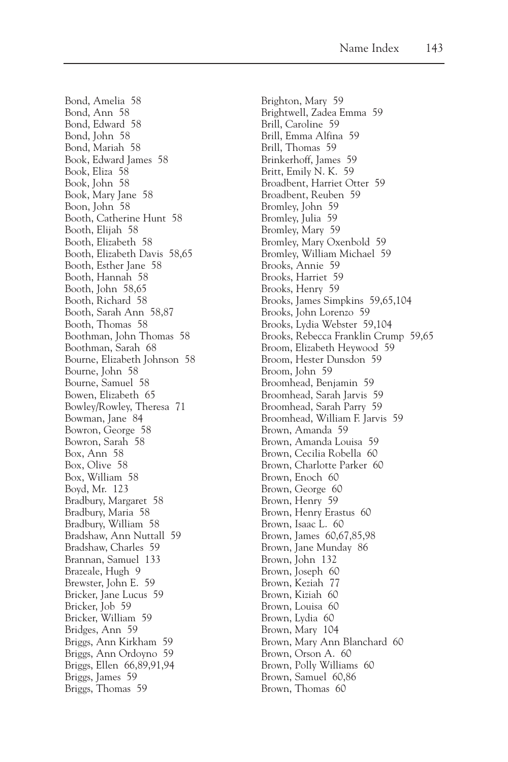Bond, Amelia 58
Bond, Ann 58
Bond, Edward 58
Bond, John 58
Bond, Mariah 58
Book, Edward James 58
Book, Eliza 58
Book, John 58
Book, Mary Jane 58
Boon, John 58
Booth, Catherine Hunt 58
Booth, Elijah 58
Booth, Elizabeth 58
Booth, Elizabeth Davis 58,65
Booth, Esther Jane 58
Booth, Hannah 58
Booth, John 58,65
Booth, Richard 58
Booth, Sarah Ann 58,87
Booth, Thomas 58
Boothman, John Thomas 58
Boothman, Sarah 68
Bourne, Elizabeth Johnson 58
Bourne, John 58
Bourne, Samuel 58
Bowen, Elizabeth 65
Bowley/Rowley, Theresa 71
Bowman, Jane 84
Bowron, George 58
Bowron, Sarah 58
Box, Ann 58
Box, Olive 58
Box, William 58
Boyd, Mr. 123
Bradbury, Margaret 58
Bradbury, Maria 58
Bradbury, William 58
Bradshaw, Ann Nuttall 59
Bradshaw, Charles 59
Brannan, Samuel 133
Brazeale, Hugh 9
Brewster, John E. 59
Bricker, Jane Lucus 59
Bricker, Job 59
Bricker, William 59
Bridges, Ann 59
Briggs, Ann Kirkham 59
Briggs, Ann Ordoyno 59
Briggs, Ellen 66,89,91,94
Briggs, James 59
Briggs, Thomas 59
Brighton, Mary 59
Brightwell, Zadea Emma 59
Brill, Caroline 59
Brill, Emma Alfina 59
Brill, Thomas 59
Brinkerhoff, James 59
Britt, Emily N. K. 59
Broadbent, Harriet Otter 59
Broadbent, Reuben 59
Bromley, John 59
Bromley, Julia 59
Bromley, Mary 59
Bromley, Mary Oxenbold 59
Bromley, William Michael 59
Brooks, Annie 59
Brooks, Harriet 59
Brooks, Henry 59
Brooks, James Simpkins 59,65,104
Brooks, John Lorenzo 59
Brooks, Lydia Webster 59,104
Brooks, Rebecca Franklin Crump 59,65
Broom, Elizabeth Heywood 59
Broom, Hester Dunsdon 59
Broom, John 59
Broomhead, Benjamin 59
Broomhead, Sarah Jarvis 59
Broomhead, Sarah Parry 59
Broomhead, William F. Jarvis 59
Brown, Amanda 59
Brown, Amanda Louisa 59
Brown, Cecilia Robella 60
Brown, Charlotte Parker 60
Brown, Enoch 60
Brown, George 60
Brown, Henry 59
Brown, Henry Erastus 60
Brown, Isaac L. 60
Brown, James 60,67,85,98
Brown, Jane Munday 86
Brown, John 132
Brown, Joseph 60
Brown, Keziah 77
Brown, Kiziah 60
Brown, Louisa 60
Brown, Lydia 60
Brown, Mary 104
Brown, Mary Ann Blanchard 60
Brown, Orson A. 60
Brown, Polly Williams 60
Brown, Samuel 60,86
Brown, Thomas 60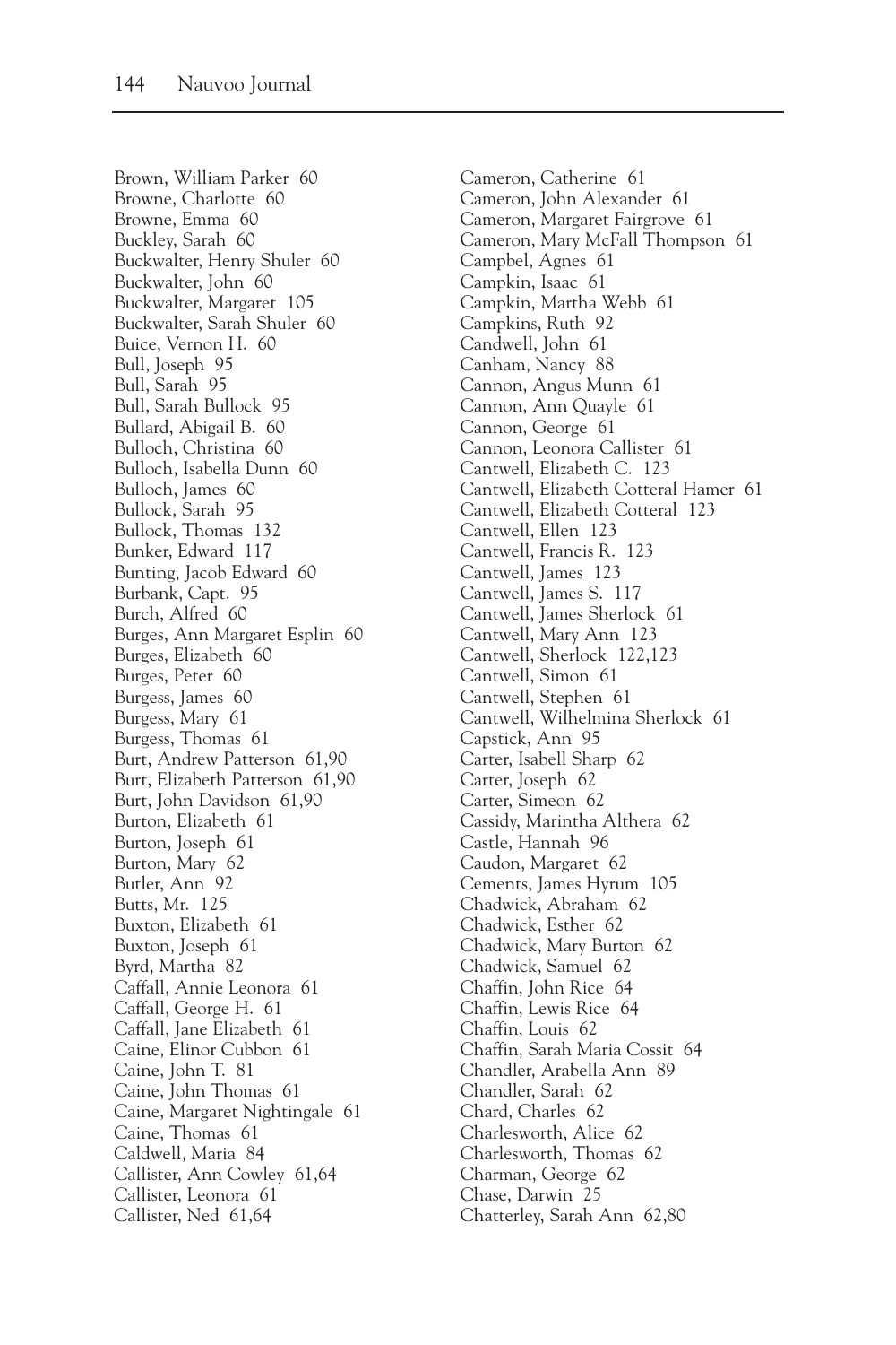Brown, William Parker 60
Browne, Charlotte 60
Browne, Emma 60
Buckley, Sarah 60
Buckwalter, Henry Shuler 60
Buckwalter, John 60
Buckwalter, Margaret 105
Buckwalter, Sarah Shuler 60
Buice, Vernon H. 60
Bull, Joseph 95
Bull, Sarah 95
Bull, Sarah Bullock 95
Bullard, Abigail B. 60
Bulloch, Christina 60
Bulloch, Isabella Dunn 60
Bulloch, James 60
Bullock, Sarah 95
Bullock, Thomas 132
Bunker, Edward 117
Bunting, Jacob Edward 60
Burbank, Capt. 95
Burch, Alfred 60
Burges, Ann Margaret Esplin 60
Burges, Elizabeth 60
Burges, Peter 60
Burgess, James 60
Burgess, Mary 61
Burgess, Thomas 61
Burt, Andrew Patterson 61,90
Burt, Elizabeth Patterson 61,90
Burt, John Davidson 61,90
Burton, Elizabeth 61
Burton, Joseph 61
Burton, Mary 62
Butler, Ann 92
Butts, Mr. 125
Buxton, Elizabeth 61
Buxton, Joseph 61
Byrd, Martha 82
Caffall, Annie Leonora 61
Caffall, George H. 61
Caffall, Jane Elizabeth 61
Caine, Elinor Cubbon 61
Caine, John T. 81
Caine, John Thomas 61
Caine, Margaret Nightingale 61
Caine, Thomas 61
Caldwell, Maria 84
Callister, Ann Cowley 61,64
Callister, Leonora 61
Callister, Ned 61,64
Cameron, Catherine 61
Cameron, John Alexander 61
Cameron, Margaret Fairgrove 61
Cameron, Mary McFall Thompson 61
Campbel, Agnes 61
Campkin, Isaac 61
Campkin, Martha Webb 61
Campkins, Ruth 92
Candwell, John 61
Canham, Nancy 88
Cannon, Angus Munn 61
Cannon, Ann Quayle 61
Cannon, George 61
Cannon, Leonora Callister 61
Cantwell, Elizabeth C. 123
Cantwell, Elizabeth Cotteral Hamer 61
Cantwell, Elizabeth Cotteral 123
Cantwell, Ellen 123
Cantwell, Francis R. 123
Cantwell, James 123
Cantwell, James S. 117
Cantwell, James Sherlock 61
Cantwell, Mary Ann 123
Cantwell, Sherlock 122,123
Cantwell, Simon 61
Cantwell, Stephen 61
Cantwell, Wilhelmina Sherlock 61
Capstick, Ann 95
Carter, Isabell Sharp 62
Carter, Joseph 62
Carter, Simeon 62
Cassidy, Marintha Althera 62
Castle, Hannah 96
Caudon, Margaret 62
Cements, James Hyrum 105
Chadwick, Abraham 62
Chadwick, Esther 62
Chadwick, Mary Burton 62
Chadwick, Samuel 62
Chaffin, John Rice 64
Chaffin, Lewis Rice 64
Chaffin, Louis 62
Chaffin, Sarah Maria Cossit 64
Chandler, Arabella Ann 89
Chandler, Sarah 62
Chard, Charles 62
Charlesworth, Alice 62
Charlesworth, Thomas 62
Charman, George 62
Chase, Darwin 25
Chatterley, Sarah Ann 62,80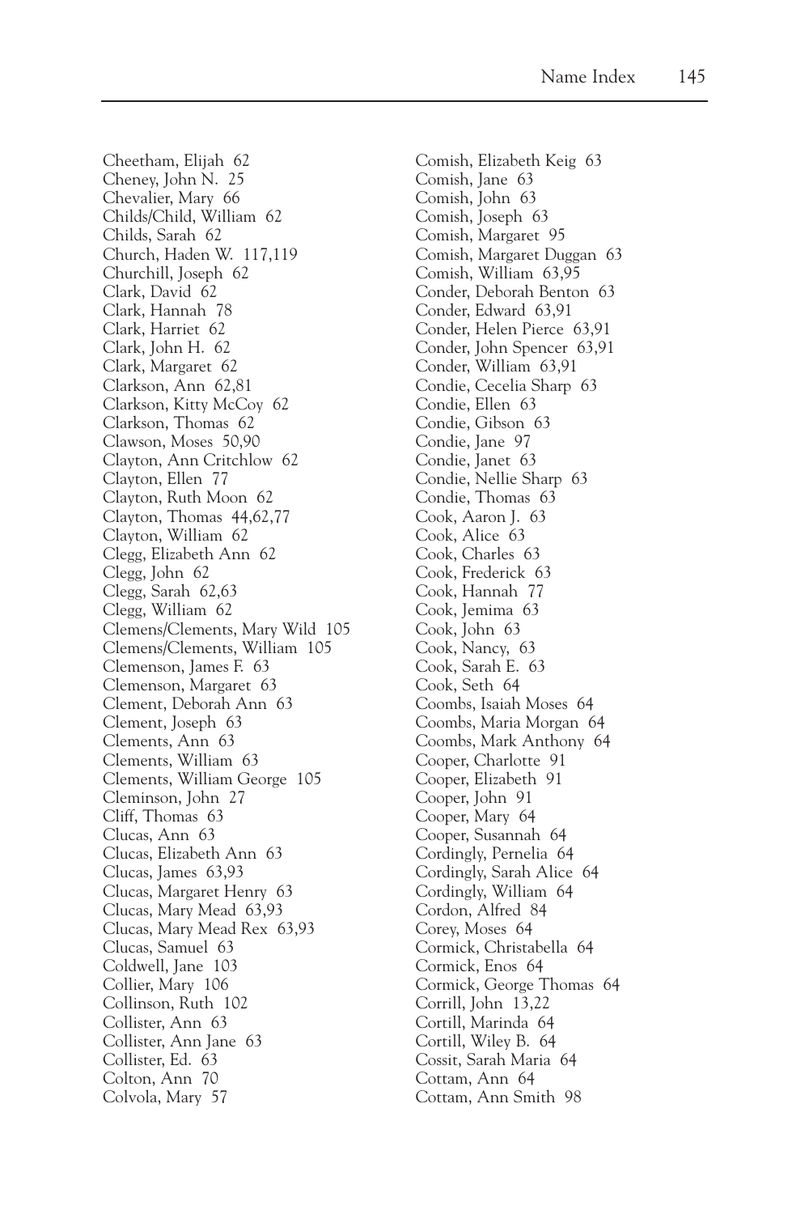Cheetham, Elijah 62
Cheney, John N. 25
Chevalier, Mary 66
Childs/Child, William 62
Childs, Sarah 62
Church, Haden W. 117,119
Churchill, Joseph 62
Clark, David 62
Clark, Hannah 78
Clark, Harriet 62
Clark, John H. 62
Clark, Margaret 62
Clarkson, Ann 62,81
Clarkson, Kitty McCoy 62
Clarkson, Thomas 62
Clawson, Moses 50,90
Clayton, Ann Critchlow 62
Clayton, Ellen 77
Clayton, Ruth Moon 62
Clayton, Thomas 44,62,77
Clayton, William 62
Clegg, Elizabeth Ann 62
Clegg, John 62
Clegg, Sarah 62,63
Clegg, William 62
Clemens/Clements, Mary Wild 105
Clemens/Clements, William 105
Clemenson, James F. 63
Clemenson, Margaret 63
Clement, Deborah Ann 63
Clement, Joseph 63
Clements, Ann 63
Clements, William 63
Clements, William George 105
Cleminson, John 27
Cliff, Thomas 63
Clucas, Ann 63
Clucas, Elizabeth Ann 63
Clucas, James 63,93
Clucas, Margaret Henry 63
Clucas, Mary Mead 63,93
Clucas, Mary Mead Rex 63,93
Clucas, Samuel 63
Coldwell, Jane 103
Collier, Mary 106
Collinson, Ruth 102
Collister, Ann 63
Collister, Ann Jane 63
Collister, Ed. 63
Colton, Ann 70
Colvola, Mary 57
Comish, Elizabeth Keig 63
Comish, Jane 63
Comish, John 63
Comish, Joseph 63
Comish, Margaret 95
Comish, Margaret Duggan 63
Comish, William 63,95
Conder, Deborah Benton 63
Conder, Edward 63,91
Conder, Helen Pierce 63,91
Conder, John Spencer 63,91
Conder, William 63,91
Condie, Cecelia Sharp 63
Condie, Ellen 63
Condie, Gibson 63
Condie, Jane 97
Condie, Janet 63
Condie, Nellie Sharp 63
Condie, Thomas 63
Cook, Aaron J. 63
Cook, Alice 63
Cook, Charles 63
Cook, Frederick 63
Cook, Hannah 77
Cook, Jemima 63
Cook, John 63
Cook, Nancy, 63
Cook, Sarah E. 63
Cook, Seth 64
Coombs, Isaiah Moses 64
Coombs, Maria Morgan 64
Coombs, Mark Anthony 64
Cooper, Charlotte 91
Cooper, Elizabeth 91
Cooper, John 91
Cooper, Mary 64
Cooper, Susannah 64
Cordingly, Pernelia 64
Cordingly, Sarah Alice 64
Cordingly, William 64
Cordon, Alfred 84
Corey, Moses 64
Cormick, Christabella 64
Cormick, Enos 64
Cormick, George Thomas 64
Corrill, John 13,22
Cortill, Marinda 64
Cortill, Wiley B. 64
Cossit, Sarah Maria 64
Cottam, Ann 64
Cottam, Ann Smith 98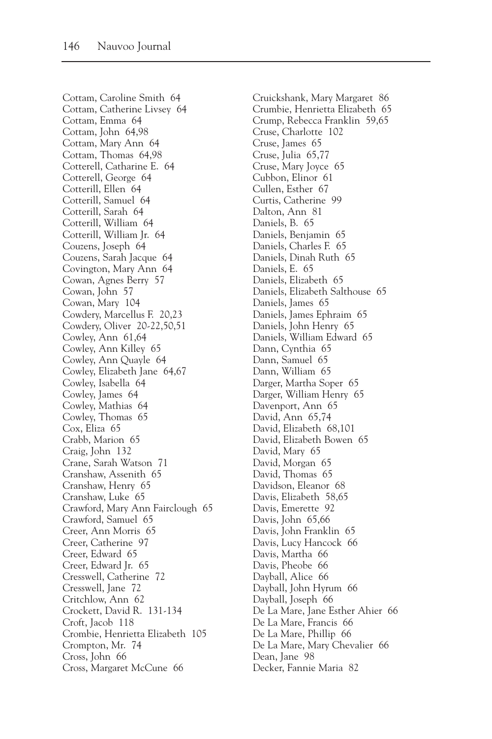Cottam, Caroline Smith 64
Cottam, Catherine Livsey 64
Cottam, Emma 64
Cottam, John 64,98
Cottam, Mary Ann 64
Cottam, Thomas 64,98
Cotterell, Catharine E. 64
Cotterell, George 64
Cotterill, Ellen 64
Cotterill, Samuel 64
Cotterill, Sarah 64
Cotterill, William 64
Cotterill, William Jr. 64
Couzens, Joseph 64
Couzens, Sarah Jacque 64
Covington, Mary Ann 64
Cowan, Agnes Berry 57
Cowan, John 57
Cowan, Mary 104
Cowdery, Marcellus F. 20,23
Cowdery, Oliver 20-22,50,51
Cowley, Ann 61,64
Cowley, Ann Killey 65
Cowley, Ann Quayle 64
Cowley, Elizabeth Jane 64,67
Cowley, Isabella 64
Cowley, James 64
Cowley, Mathias 64
Cowley, Thomas 65
Cox, Eliza 65
Crabb, Marion 65
Craig, John 132
Crane, Sarah Watson 71
Cranshaw, Assenith 65
Cranshaw, Henry 65
Cranshaw, Luke 65
Crawford, Mary Ann Fairclough 65
Crawford, Samuel 65
Creer, Ann Morris 65
Creer, Catherine 97
Creer, Edward 65
Creer, Edward Jr. 65
Cresswell, Catherine 72
Cresswell, Jane 72
Critchlow, Ann 62
Crockett, David R. 131-134
Croft, Jacob 118
Crombie, Henrietta Elizabeth 105
Crompton, Mr. 74
Cross, John 66
Cross, Margaret McCune 66
Cruickshank, Mary Margaret 86
Crumbie, Henrietta Elizabeth 65
Crump, Rebecca Franklin 59,65
Cruse, Charlotte 102
Cruse, James 65
Cruse, Julia 65,77
Cruse, Mary Joyce 65
Cubbon, Elinor 61
Cullen, Esther 67
Curtis, Catherine 99
Dalton, Ann 81
Daniels, B. 65
Daniels, Benjamin 65
Daniels, Charles F. 65
Daniels, Dinah Ruth 65
Daniels, E. 65
Daniels, Elizabeth 65
Daniels, Elizabeth Salthouse 65
Daniels, James 65
Daniels, James Ephraim 65
Daniels, John Henry 65
Daniels, William Edward 65
Dann, Cynthia 65
Dann, Samuel 65
Dann, William 65
Darger, Martha Soper 65
Darger, William Henry 65
Davenport, Ann 65
David, Ann 65,74
David, Elizabeth 68,101
David, Elizabeth Bowen 65
David, Mary 65
David, Morgan 65
David, Thomas 65
Davidson, Eleanor 68
Davis, Elizabeth 58,65
Davis, Emerette 92
Davis, John 65,66
Davis, John Franklin 65
Davis, Lucy Hancock 66
Davis, Martha 66
Davis, Pheobe 66
Dayball, Alice 66
Dayball, John Hyrum 66
Dayball, Joseph 66
De La Mare, Jane Esther Ahier 66
De La Mare, Francis 66
De La Mare, Phillip 66
De La Mare, Mary Chevalier 66
Dean, Jane 98
Decker, Fannie Maria 82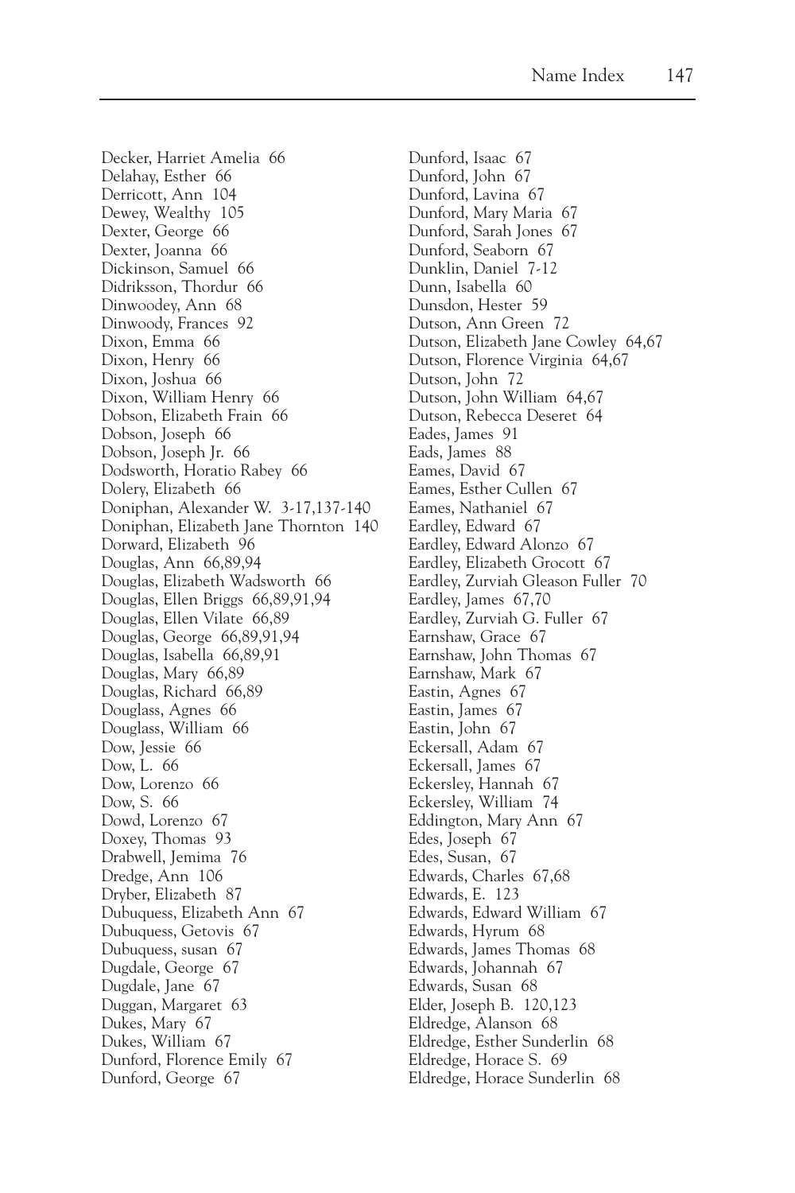Decker, Harriet Amelia 66
Delahay, Esther 66
Derricott, Ann 104
Dewey, Wealthy 105
Dexter, George 66
Dexter, Joanna 66
Dickinson, Samuel 66
Didriksson, Thordur 66
Dinwoodey, Ann 68
Dinwoody, Frances 92
Dixon, Emma 66
Dixon, Henry 66
Dixon, Joshua 66
Dixon, William Henry 66
Dobson, Elizabeth Frain 66
Dobson, Joseph 66
Dobson, Joseph Jr. 66
Dodsworth, Horatio Rabey 66
Dolery, Elizabeth 66
Doniphan, Alexander W. 3-17,137-140
Doniphan, Elizabeth Jane Thornton 140
Dorward, Elizabeth 96
Douglas, Ann 66,89,94
Douglas, Elizabeth Wadsworth 66
Douglas, Ellen Briggs 66,89,91,94
Douglas, Ellen Vilate 66,89
Douglas, George 66,89,91,94
Douglas, Isabella 66,89,91
Douglas, Mary 66,89
Douglas, Richard 66,89
Douglass, Agnes 66
Douglass, William 66
Dow, Jessie 66
Dow, L. 66
Dow, Lorenzo 66
Dow, S. 66
Dowd, Lorenzo 67
Doxey, Thomas 93
Drabwell, Jemima 76
Dredge, Ann 106
Dryber, Elizabeth 87
Dubuquess, Elizabeth Ann 67
Dubuquess, Getovis 67
Dubuquess, susan 67
Dugdale, George 67
Dugdale, Jane 67
Duggan, Margaret 63
Dukes, Mary 67
Dukes, William 67
Dunford, Florence Emily 67
Dunford, George 67
Dunford, Isaac 67
Dunford, John 67
Dunford, Lavina 67
Dunford, Mary Maria 67
Dunford, Sarah Jones 67
Dunford, Seaborn 67
Dunklin, Daniel 7-12
Dunn, Isabella 60
Dunsdon, Hester 59
Dutson, Ann Green 72
Dutson, Elizabeth Jane Cowley 64,67
Dutson, Florence Virginia 64,67
Dutson, John 72
Dutson, John William 64,67
Dutson, Rebecca Deseret 64
Eades, James 91
Eads, James 88
Eames, David 67
Eames, Esther Cullen 67
Eames, Nathaniel 67
Eardley, Edward 67
Eardley, Edward Alonzo 67
Eardley, Elizabeth Grocott 67
Eardley, Zurviah Gleason Fuller 70
Eardley, James 67,70
Eardley, Zurviah G. Fuller 67
Earnshaw, Grace 67
Earnshaw, John Thomas 67
Earnshaw, Mark 67
Eastin, Agnes 67
Eastin, James 67
Eastin, John 67
Eckersall, Adam 67
Eckersall, James 67
Eckersley, Hannah 67
Eckersley, William 74
Eddington, Mary Ann 67
Edes, Joseph 67
Edes, Susan, 67
Edwards, Charles 67,68
Edwards, E. 123
Edwards, Edward William 67
Edwards, Hyrum 68
Edwards, James Thomas 68
Edwards, Johannah 67
Edwards, Susan 68
Elder, Joseph B. 120,123
Eldredge, Alanson 68
Eldredge, Esther Sunderlin 68
Eldredge, Horace S. 69
Eldredge, Horace Sunderlin 68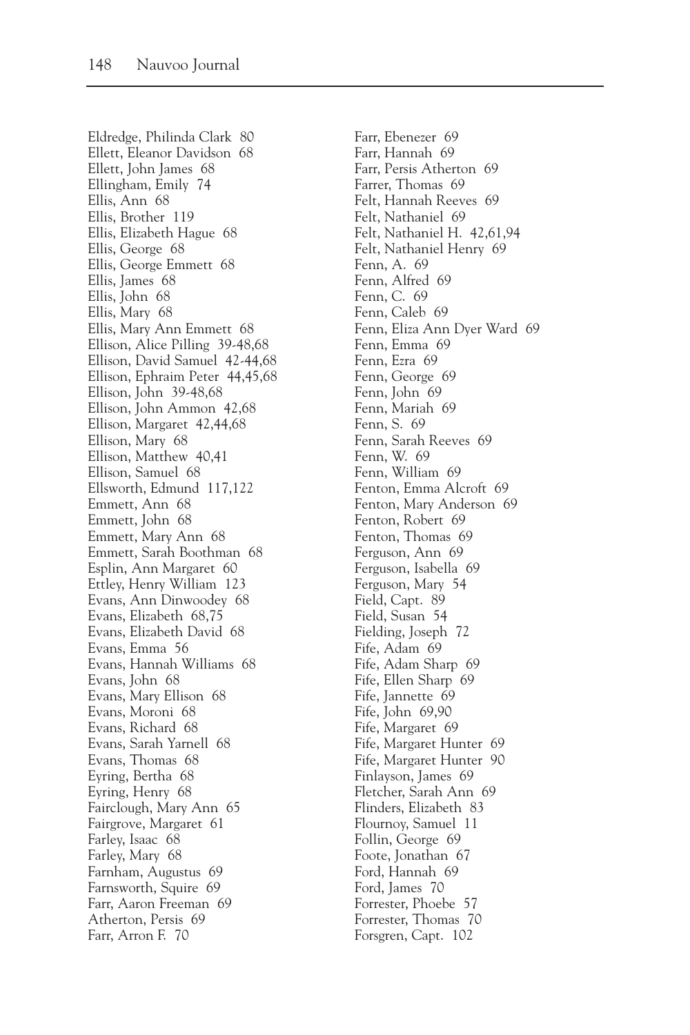Eldredge, Philinda Clark 80
Ellett, Eleanor Davidson 68
Ellett, John James 68
Ellingham, Emily 74
Ellis, Ann 68
Ellis, Brother 119
Ellis, Elizabeth Hague 68
Ellis, George 68
Ellis, George Emmett 68
Ellis, James 68
Ellis, John 68
Ellis, Mary 68
Ellis, Mary Ann Emmett 68
Ellison, Alice Pilling 39-48,68
Ellison, David Samuel 42-44,68
Ellison, Ephraim Peter 44,45,68
Ellison, John 39-48,68
Ellison, John Ammon 42,68
Ellison, Margaret 42,44,68
Ellison, Mary 68
Ellison, Matthew 40,41
Ellison, Samuel 68
Ellsworth, Edmund 117,122
Emmett, Ann 68
Emmett, John 68
Emmett, Mary Ann 68
Emmett, Sarah Boothman 68
Esplin, Ann Margaret 60
Ettley, Henry William 123
Evans, Ann Dinwoodey 68
Evans, Elizabeth 68,75
Evans, Elizabeth David 68
Evans, Emma 56
Evans, Hannah Williams 68
Evans, John 68
Evans, Mary Ellison 68
Evans, Moroni 68
Evans, Richard 68
Evans, Sarah Yarnell 68
Evans, Thomas 68
Eyring, Bertha 68
Eyring, Henry 68
Fairclough, Mary Ann 65
Fairgrove, Margaret 61
Farley, Isaac 68
Farley, Mary 68
Farnham, Augustus 69
Farnsworth, Squire 69
Farr, Aaron Freeman 69
Atherton, Persis 69
Farr, Arron F. 70
Farr, Ebenezer 69
Farr, Hannah 69
Farr, Persis Atherton 69
Farrer, Thomas 69
Felt, Hannah Reeves 69
Felt, Nathaniel 69
Felt, Nathaniel H. 42,61,94
Felt, Nathaniel Henry 69
Fenn, A. 69
Fenn, Alfred 69
Fenn, C. 69
Fenn, Caleb 69
Fenn, Eliza Ann Dyer Ward 69
Fenn, Emma 69
Fenn, Ezra 69
Fenn, George 69
Fenn, John 69
Fenn, Mariah 69
Fenn, S. 69
Fenn, Sarah Reeves 69
Fenn, W. 69
Fenn, William 69
Fenton, Emma Alcroft 69
Fenton, Mary Anderson 69
Fenton, Robert 69
Fenton, Thomas 69
Ferguson, Ann 69
Ferguson, Isabella 69
Ferguson, Mary 54
Field, Capt. 89
Field, Susan 54
Fielding, Joseph 72
Fife, Adam 69
Fife, Adam Sharp 69
Fife, Ellen Sharp 69
Fife, Jannette 69
Fife, John 69,90
Fife, Margaret 69
Fife, Margaret Hunter 69
Fife, Margaret Hunter 90
Finlayson, James 69
Fletcher, Sarah Ann 69
Flinders, Elizabeth 83
Flournoy, Samuel 11
Follin, George 69
Foote, Jonathan 67
Ford, Hannah 69
Ford, James 70
Forrester, Phoebe 57
Forrester, Thomas 70
Forsgren, Capt. 102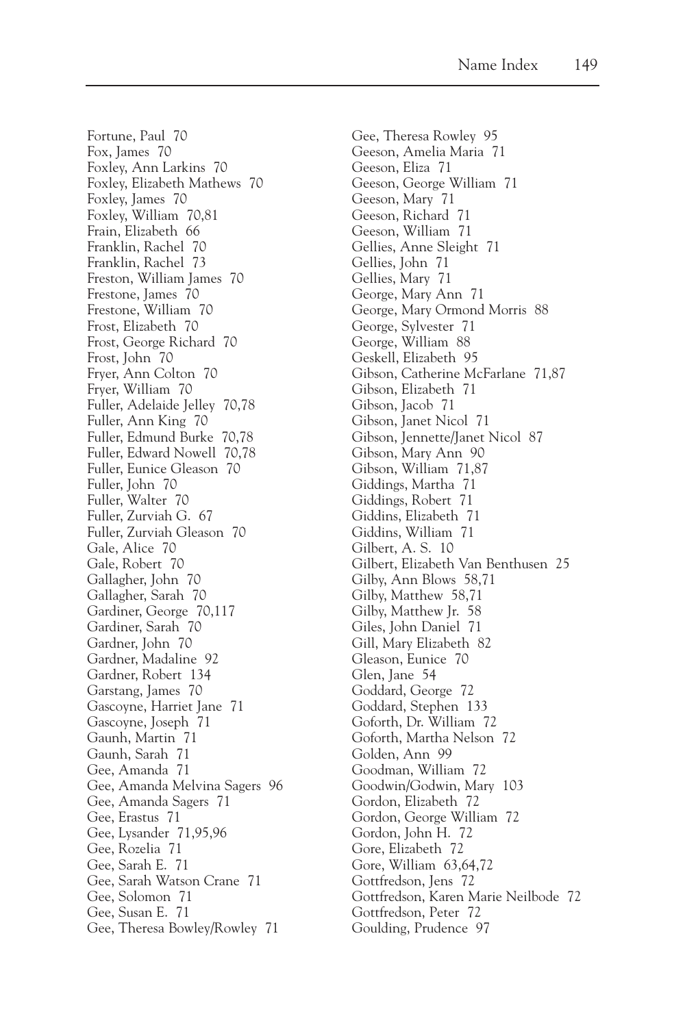Fortune, Paul 70
Fox, James 70
Foxley, Ann Larkins 70
Foxley, Elizabeth Mathews 70
Foxley, James 70
Foxley, William 70,81
Frain, Elizabeth 66
Franklin, Rachel 70
Franklin, Rachel 73
Freston, William James 70
Frestone, James 70
Frestone, William 70
Frost, Elizabeth 70
Frost, George Richard 70
Frost, John 70
Fryer, Ann Colton 70
Fryer, William 70
Fuller, Adelaide Jelley 70,78
Fuller, Ann King 70
Fuller, Edmund Burke 70,78
Fuller, Edward Nowell 70,78
Fuller, Eunice Gleason 70
Fuller, John 70
Fuller, Walter 70
Fuller, Zurviah G. 67
Fuller, Zurviah Gleason 70
Gale, Alice 70
Gale, Robert 70
Gallagher, John 70
Gallagher, Sarah 70
Gardiner, George 70,117
Gardiner, Sarah 70
Gardner, John 70
Gardner, Madaline 92
Gardner, Robert 134
Garstang, James 70
Gascoyne, Harriet Jane 71
Gascoyne, Joseph 71
Gaunh, Martin 71
Gaunh, Sarah 71
Gee, Amanda 71
Gee, Amanda Melvina Sagers 96
Gee, Amanda Sagers 71
Gee, Erastus 71
Gee, Lysander 71,95,96
Gee, Rozelia 71
Gee, Sarah E. 71
Gee, Sarah Watson Crane 71
Gee, Solomon 71
Gee, Susan E. 71
Gee, Theresa Bowley/Rowley 71
Gee, Theresa Rowley 95
Geeson, Amelia Maria 71
Geeson, Eliza 71
Geeson, George William 71
Geeson, Mary 71
Geeson, Richard 71
Geeson, William 71
Gellies, Anne Sleight 71
Gellies, John 71
Gellies, Mary 71
George, Mary Ann 71
George, Mary Ormond Morris 88
George, Sylvester 71
George, William 88
Geskell, Elizabeth 95
Gibson, Catherine McFarlane 71,87
Gibson, Elizabeth 71
Gibson, Jacob 71
Gibson, Janet Nicol 71
Gibson, Jennette/Janet Nicol 87
Gibson, Mary Ann 90
Gibson, William 71,87
Giddings, Martha 71
Giddings, Robert 71
Giddins, Elizabeth 71
Giddins, William 71
Gilbert, A. S. 10
Gilbert, Elizabeth Van Benthusen 25
Gilby, Ann Blows 58,71
Gilby, Matthew 58,71
Gilby, Matthew Jr. 58
Giles, John Daniel 71
Gill, Mary Elizabeth 82
Gleason, Eunice 70
Glen, Jane 54
Goddard, George 72
Goddard, Stephen 133
Goforth, Dr. William 72
Goforth, Martha Nelson 72
Golden, Ann 99
Goodman, William 72
Goodwin/Godwin, Mary 103
Gordon, Elizabeth 72
Gordon, George William 72
Gordon, John H. 72
Gore, Elizabeth 72
Gore, William 63,64,72
Gottfredson, Jens 72
Gottfredson, Karen Marie Neilbode 72
Gottfredson, Peter 72
Goulding, Prudence 97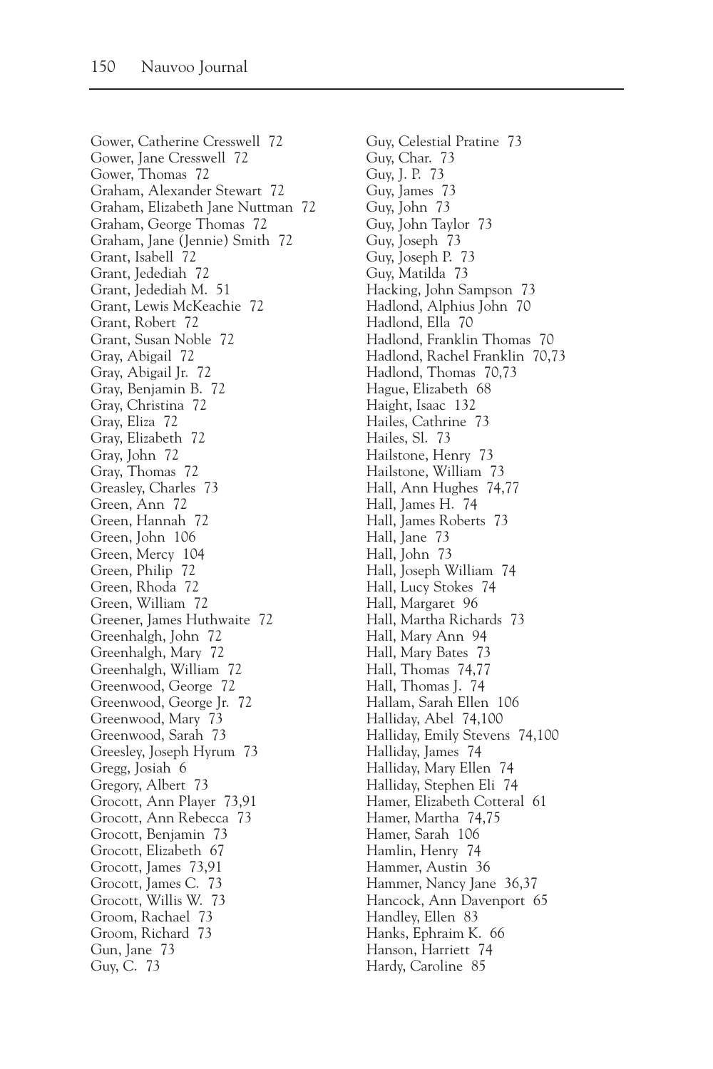Gower, Catherine Cresswell 72
Gower, Jane Cresswell 72
Gower, Thomas 72
Graham, Alexander Stewart 72
Graham, Elizabeth Jane Nuttman 72
Graham, George Thomas 72
Graham, Jane (Jennie) Smith 72
Grant, Isabell 72
Grant, Jedediah 72
Grant, Jedediah M. 51
Grant, Lewis McKeachie 72
Grant, Robert 72
Grant, Susan Noble 72
Gray, Abigail 72
Gray, Abigail Jr. 72
Gray, Benjamin B. 72
Gray, Christina 72
Gray, Eliza 72
Gray, Elizabeth 72
Gray, John 72
Gray, Thomas 72
Greasley, Charles 73
Green, Ann 72
Green, Hannah 72
Green, John 106
Green, Mercy 104
Green, Philip 72
Green, Rhoda 72
Green, William 72
Greener, James Huthwaite 72
Greenhalgh, John 72
Greenhalgh, Mary 72
Greenhalgh, William 72
Greenwood, George 72
Greenwood, George Jr. 72
Greenwood, Mary 73
Greenwood, Sarah 73
Greesley, Joseph Hyrum 73
Gregg, Josiah 6
Gregory, Albert 73
Grocott, Ann Player 73,91
Grocott, Ann Rebecca 73
Grocott, Benjamin 73
Grocott, Elizabeth 67
Grocott, James 73,91
Grocott, James C. 73
Grocott, Willis W. 73
Groom, Rachael 73
Groom, Richard 73
Gun, Jane 73
Guy, C. 73
Guy, Celestial Pratine 73
Guy, Char. 73
Guy, J. P. 73
Guy, James 73
Guy, John 73
Guy, John Taylor 73
Guy, Joseph 73
Guy, Joseph P. 73
Guy, Matilda 73
Hacking, John Sampson 73
Hadlond, Alphius John 70
Hadlond, Ella 70
Hadlond, Franklin Thomas 70
Hadlond, Rachel Franklin 70,73
Hadlond, Thomas 70,73
Hague, Elizabeth 68
Haight, Isaac 132
Hailes, Cathrine 73
Hailes, Sl. 73
Hailstone, Henry 73
Hailstone, William 73
Hall, Ann Hughes 74,77
Hall, James H. 74
Hall, James Roberts 73
Hall, Jane 73
Hall, John 73
Hall, Joseph William 74
Hall, Lucy Stokes 74
Hall, Margaret 96
Hall, Martha Richards 73
Hall, Mary Ann 94
Hall, Mary Bates 73
Hall, Thomas 74,77
Hall, Thomas J. 74
Hallam, Sarah Ellen 106
Halliday, Abel 74,100
Halliday, Emily Stevens 74,100
Halliday, James 74
Halliday, Mary Ellen 74
Halliday, Stephen Eli 74
Hamer, Elizabeth Cotteral 61
Hamer, Martha 74,75
Hamer, Sarah 106
Hamlin, Henry 74
Hammer, Austin 36
Hammer, Nancy Jane 36,37
Hancock, Ann Davenport 65
Handley, Ellen 83
Hanks, Ephraim K. 66
Hanson, Harriett 74
Hardy, Caroline 85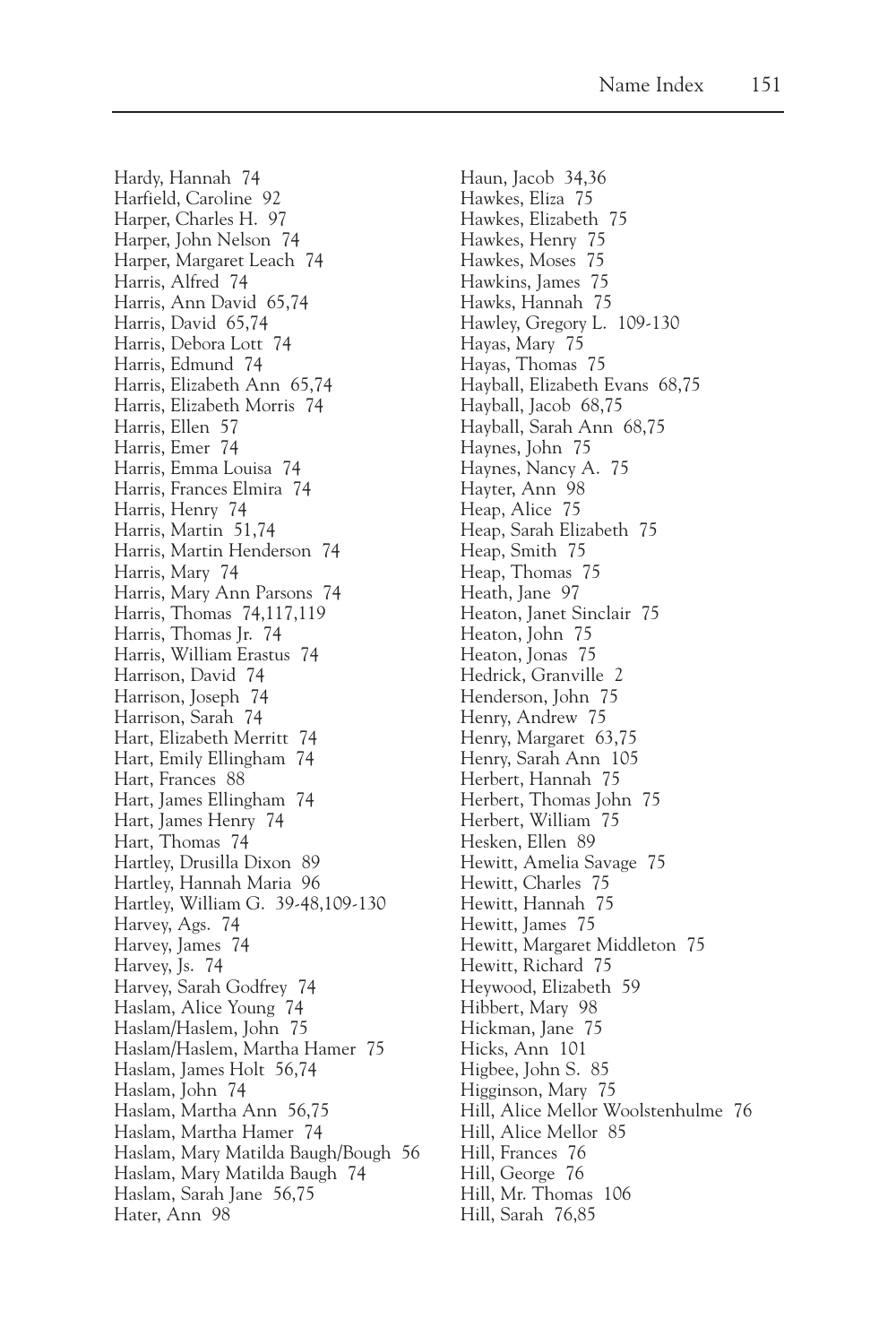Hardy, Hannah 74
Harfield, Caroline 92
Harper, Charles H. 97
Harper, John Nelson 74
Harper, Margaret Leach 74
Harris, Alfred 74
Harris, Ann David 65,74
Harris, David 65,74
Harris, Debora Lott 74
Harris, Edmund 74
Harris, Elizabeth Ann 65,74
Harris, Elizabeth Morris 74
Harris, Ellen 57
Harris, Emer 74
Harris, Emma Louisa 74
Harris, Frances Elmira 74
Harris, Henry 74
Harris, Martin 51,74
Harris, Martin Henderson 74
Harris, Mary 74
Harris, Mary Ann Parsons 74
Harris, Thomas 74,117,119
Harris, Thomas Jr. 74
Harris, William Erastus 74
Harrison, David 74
Harrison, Joseph 74
Harrison, Sarah 74
Hart, Elizabeth Merritt 74
Hart, Emily Ellingham 74
Hart, Frances 88
Hart, James Ellingham 74
Hart, James Henry 74
Hart, Thomas 74
Hartley, Drusilla Dixon 89
Hartley, Hannah Maria 96
Hartley, William G. 39-48,109-130
Harvey, Ags. 74
Harvey, James 74
Harvey, Js. 74
Harvey, Sarah Godfrey 74
Haslam, Alice Young 74
Haslam/Haslem, John 75
Haslam/Haslem, Martha Hamer 75
Haslam, James Holt 56,74
Haslam, John 74
Haslam, Martha Ann 56,75
Haslam, Martha Hamer 74
Haslam, Mary Matilda Baugh/Bough 56
Haslam, Mary Matilda Baugh 74
Haslam, Sarah Jane 56,75
Hater, Ann 98
Haun, Jacob 34,36
Hawkes, Eliza 75
Hawkes, Elizabeth 75
Hawkes, Henry 75
Hawkes, Moses 75
Hawkins, James 75
Hawks, Hannah 75
Hawley, Gregory L. 109-130
Hayas, Mary 75
Hayas, Thomas 75
Hayball, Elizabeth Evans 68,75
Hayball, Jacob 68,75
Hayball, Sarah Ann 68,75
Haynes, John 75
Haynes, Nancy A. 75
Hayter, Ann 98
Heap, Alice 75
Heap, Sarah Elizabeth 75
Heap, Smith 75
Heap, Thomas 75
Heath, Jane 97
Heaton, Janet Sinclair 75
Heaton, John 75
Heaton, Jonas 75
Hedrick, Granville 2
Henderson, John 75
Henry, Andrew 75
Henry, Margaret 63,75
Henry, Sarah Ann 105
Herbert, Hannah 75
Herbert, Thomas John 75
Herbert, William 75
Hesken, Ellen 89
Hewitt, Amelia Savage 75
Hewitt, Charles 75
Hewitt, Hannah 75
Hewitt, James 75
Hewitt, Margaret Middleton 75
Hewitt, Richard 75
Heywood, Elizabeth 59
Hibbert, Mary 98
Hickman, Jane 75
Hicks, Ann 101
Higbee, John S. 85
Higginson, Mary 75
Hill, Alice Mellor Woolstenhulme 76
Hill, Alice Mellor 85
Hill, Frances 76
Hill, George 76
Hill, Mr. Thomas 106
Hill, Sarah 76,85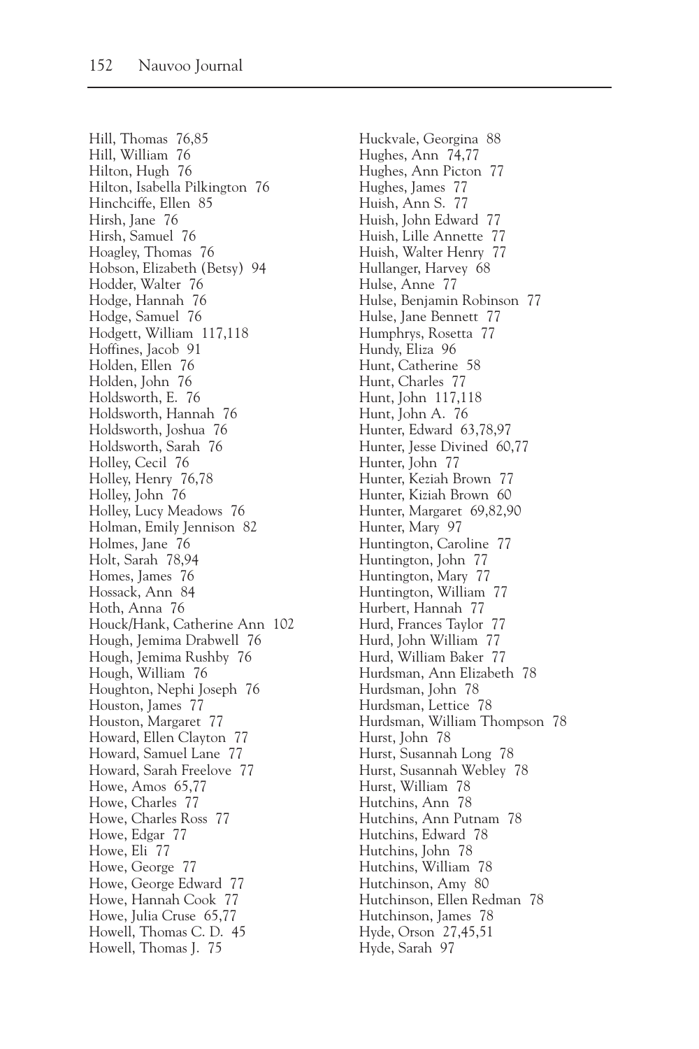Hill, Thomas 76,85
Hill, William 76
Hilton, Hugh 76
Hilton, Isabella Pilkington 76
Hinchciffe, Ellen 85
Hirsh, Jane 76
Hirsh, Samuel 76
Hoagley, Thomas 76
Hobson, Elizabeth (Betsy) 94
Hodder, Walter 76
Hodge, Hannah 76
Hodge, Samuel 76
Hodgett, William 117,118
Hoffines, Jacob 91
Holden, Ellen 76
Holden, John 76
Holdsworth, E. 76
Holdsworth, Hannah 76
Holdsworth, Joshua 76
Holdsworth, Sarah 76
Holley, Cecil 76
Holley, Henry 76,78
Holley, John 76
Holley, Lucy Meadows 76
Holman, Emily Jennison 82
Holmes, Jane 76
Holt, Sarah 78,94
Homes, James 76
Hossack, Ann 84
Hoth, Anna 76
Houck/Hank, Catherine Ann 102
Hough, Jemima Drabwell 76
Hough, Jemima Rushby 76
Hough, William 76
Houghton, Nephi Joseph 76
Houston, James 77
Houston, Margaret 77
Howard, Ellen Clayton 77
Howard, Samuel Lane 77
Howard, Sarah Freelove 77
Howe, Amos 65,77
Howe, Charles 77
Howe, Charles Ross 77
Howe, Edgar 77
Howe, Eli 77
Howe, George 77
Howe, George Edward 77
Howe, Hannah Cook 77
Howe, Julia Cruse 65,77
Howell, Thomas C. D. 45
Howell, Thomas J. 75
Huckvale, Georgina 88
Hughes, Ann 74,77
Hughes, Ann Picton 77
Hughes, James 77
Huish, Ann S. 77
Huish, John Edward 77
Huish, Lille Annette 77
Huish, Walter Henry 77
Hullanger, Harvey 68
Hulse, Anne 77
Hulse, Benjamin Robinson 77
Hulse, Jane Bennett 77
Humphrys, Rosetta 77
Hundy, Eliza 96
Hunt, Catherine 58
Hunt, Charles 77
Hunt, John 117,118
Hunt, John A. 76
Hunter, Edward 63,78,97
Hunter, Jesse Divined 60,77
Hunter, John 77
Hunter, Keziah Brown 77
Hunter, Kiziah Brown 60
Hunter, Margaret 69,82,90
Hunter, Mary 97
Huntington, Caroline 77
Huntington, John 77
Huntington, Mary 77
Huntington, William 77
Hurbert, Hannah 77
Hurd, Frances Taylor 77
Hurd, John William 77
Hurd, William Baker 77
Hurdsman, Ann Elizabeth 78
Hurdsman, John 78
Hurdsman, Lettice 78
Hurdsman, William Thompson 78
Hurst, John 78
Hurst, Susannah Long 78
Hurst, Susannah Webley 78
Hurst, William 78
Hutchins, Ann 78
Hutchins, Ann Putnam 78
Hutchins, Edward 78
Hutchins, John 78
Hutchins, William 78
Hutchinson, Amy 80
Hutchinson, Ellen Redman 78
Hutchinson, James 78
Hyde, Orson 27,45,51
Hyde, Sarah 97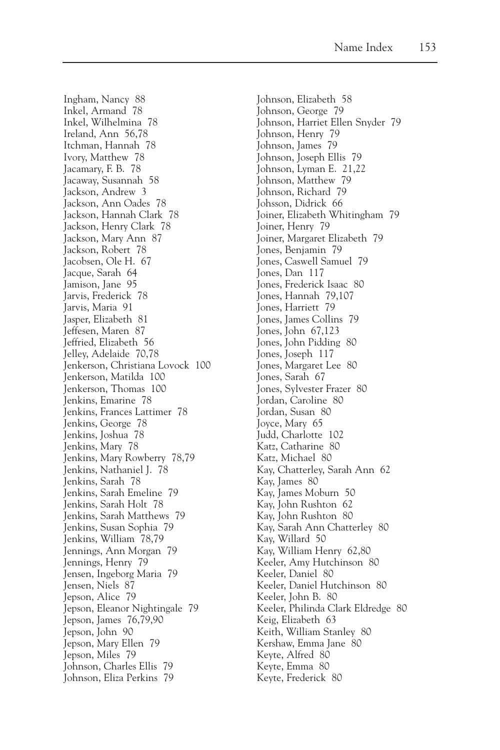Ingham, Nancy 88
Inkel, Armand 78
Inkel, Wilhelmina 78
Ireland, Ann 56,78
Itchman, Hannah 78
Ivory, Matthew 78
Jacamary, F. B. 78
Jacaway, Susannah 58
Jackson, Andrew 3
Jackson, Ann Oades 78
Jackson, Hannah Clark 78
Jackson, Henry Clark 78
Jackson, Mary Ann 87
Jackson, Robert 78
Jacobsen, Ole H. 67
Jacque, Sarah 64
Jamison, Jane 95
Jarvis, Frederick 78
Jarvis, Maria 91
Jasper, Elizabeth 81
Jeffesen, Maren 87
Jeffried, Elizabeth 56
Jelley, Adelaide 70,78
Jenkerson, Christiana Lovock 100
Jenkerson, Matilda 100
Jenkerson, Thomas 100
Jenkins, Emarine 78
Jenkins, Frances Lattimer 78
Jenkins, George 78
Jenkins, Joshua 78
Jenkins, Mary 78
Jenkins, Mary Rowberry 78,79
Jenkins, Nathaniel J. 78
Jenkins, Sarah 78
Jenkins, Sarah Emeline 79
Jenkins, Sarah Holt 78
Jenkins, Sarah Matthews 79
Jenkins, Susan Sophia 79
Jenkins, William 78,79
Jennings, Ann Morgan 79
Jennings, Henry 79
Jensen, Ingeborg Maria 79
Jensen, Niels 87
Jepson, Alice 79
Jepson, Eleanor Nightingale 79
Jepson, James 76,79,90
Jepson, John 90
Jepson, Mary Ellen 79
Jepson, Miles 79
Johnson, Charles Ellis 79
Johnson, Eliza Perkins 79
Johnson, Elizabeth 58
Johnson, George 79
Johnson, Harriet Ellen Snyder 79
Johnson, Henry 79
Johnson, James 79
Johnson, Joseph Ellis 79
Johnson, Lyman E. 21,22
Johnson, Matthew 79
Johnson, Richard 79
Johsson, Didrick 66
Joiner, Elizabeth Whitingham 79
Joiner, Henry 79
Joiner, Margaret Elizabeth 79
Jones, Benjamin 79
Jones, Caswell Samuel 79
Jones, Dan 117
Jones, Frederick Isaac 80
Jones, Hannah 79,107
Jones, Harriett 79
Jones, James Collins 79
Jones, John 67,123
Jones, John Pidding 80
Jones, Joseph 117
Jones, Margaret Lee 80
Jones, Sarah 67
Jones, Sylvester Frazer 80
Jordan, Caroline 80
Jordan, Susan 80
Joyce, Mary 65
Judd, Charlotte 102
Katz, Catharine 80
Katz, Michael 80
Kay, Chatterley, Sarah Ann 62
Kay, James 80
Kay, James Moburn 50
Kay, John Rushton 62
Kay, John Rushton 80
Kay, Sarah Ann Chatterley 80
Kay, Willard 50
Kay, William Henry 62,80
Keeler, Amy Hutchinson 80
Keeler, Daniel 80
Keeler, Daniel Hutchinson 80
Keeler, John B. 80
Keeler, Philinda Clark Eldredge 80
Keig, Elizabeth 63
Keith, William Stanley 80
Kershaw, Emma Jane 80
Keyte, Alfred 80
Keyte, Emma 80
Keyte, Frederick 80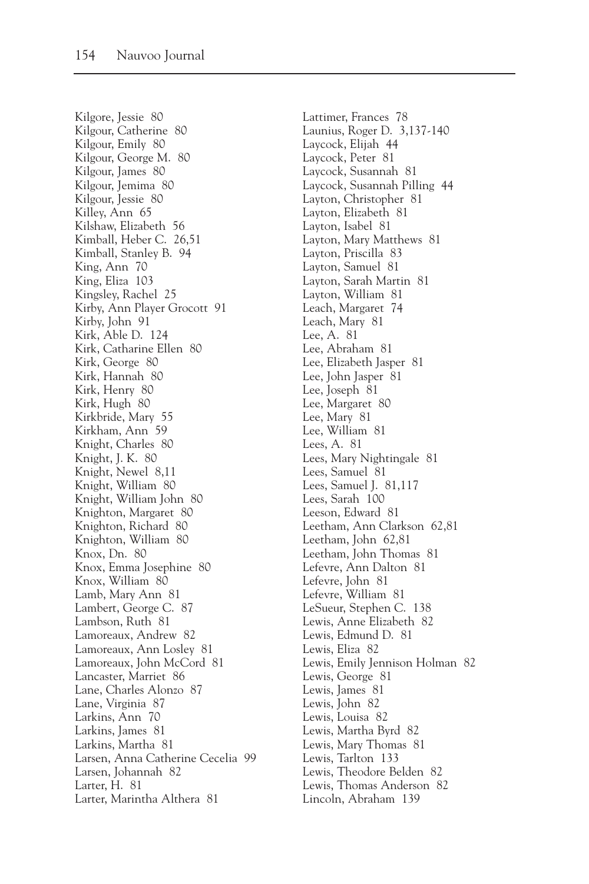Kilgore, Jessie 80
Kilgour, Catherine 80
Kilgour, Emily 80
Kilgour, George M. 80
Kilgour, James 80
Kilgour, Jemima 80
Kilgour, Jessie 80
Killey, Ann 65
Kilshaw, Elizabeth 56
Kimball, Heber C. 26,51
Kimball, Stanley B. 94
King, Ann 70
King, Eliza 103
Kingsley, Rachel 25
Kirby, Ann Player Grocott 91
Kirby, John 91
Kirk, Able D. 124
Kirk, Catharine Ellen 80
Kirk, George 80
Kirk, Hannah 80
Kirk, Henry 80
Kirk, Hugh 80
Kirkbride, Mary 55
Kirkham, Ann 59
Knight, Charles 80
Knight, J. K. 80
Knight, Newel 8,11
Knight, William 80
Knight, William John 80
Knighton, Margaret 80
Knighton, Richard 80
Knighton, William 80
Knox, Dn. 80
Knox, Emma Josephine 80
Knox, William 80
Lamb, Mary Ann 81
Lambert, George C. 87
Lambson, Ruth 81
Lamoreaux, Andrew 82
Lamoreaux, Ann Losley 81
Lamoreaux, John McCord 81
Lancaster, Marriet 86
Lane, Charles Alonzo 87
Lane, Virginia 87
Larkins, Ann 70
Larkins, James 81
Larkins, Martha 81
Larsen, Anna Catherine Cecelia 99
Larsen, Johannah 82
Larter, H. 81
Larter, Marintha Althera 81
Lattimer, Frances 78
Launius, Roger D. 3,137-140
Laycock, Elijah 44
Laycock, Peter 81
Laycock, Susannah 81
Laycock, Susannah Pilling 44
Layton, Christopher 81
Layton, Elizabeth 81
Layton, Isabel 81
Layton, Mary Matthews 81
Layton, Priscilla 83
Layton, Samuel 81
Layton, Sarah Martin 81
Layton, William 81
Leach, Margaret 74
Leach, Mary 81
Lee, A. 81
Lee, Abraham 81
Lee, Elizabeth Jasper 81
Lee, John Jasper 81
Lee, Joseph 81
Lee, Margaret 80
Lee, Mary 81
Lee, William 81
Lees, A. 81
Lees, Mary Nightingale 81
Lees, Samuel 81
Lees, Samuel J. 81,117
Lees, Sarah 100
Leeson, Edward 81
Leetham, Ann Clarkson 62,81
Leetham, John 62,81
Leetham, John Thomas 81
Lefevre, Ann Dalton 81
Lefevre, John 81
Lefevre, William 81
LeSueur, Stephen C. 138
Lewis, Anne Elizabeth 82
Lewis, Edmund D. 81
Lewis, Eliza 82
Lewis, Emily Jennison Holman 82
Lewis, George 81
Lewis, James 81
Lewis, John 82
Lewis, Louisa 82
Lewis, Martha Byrd 82
Lewis, Mary Thomas 81
Lewis, Tarlton 133
Lewis, Theodore Belden 82
Lewis, Thomas Anderson 82
Lincoln, Abraham 139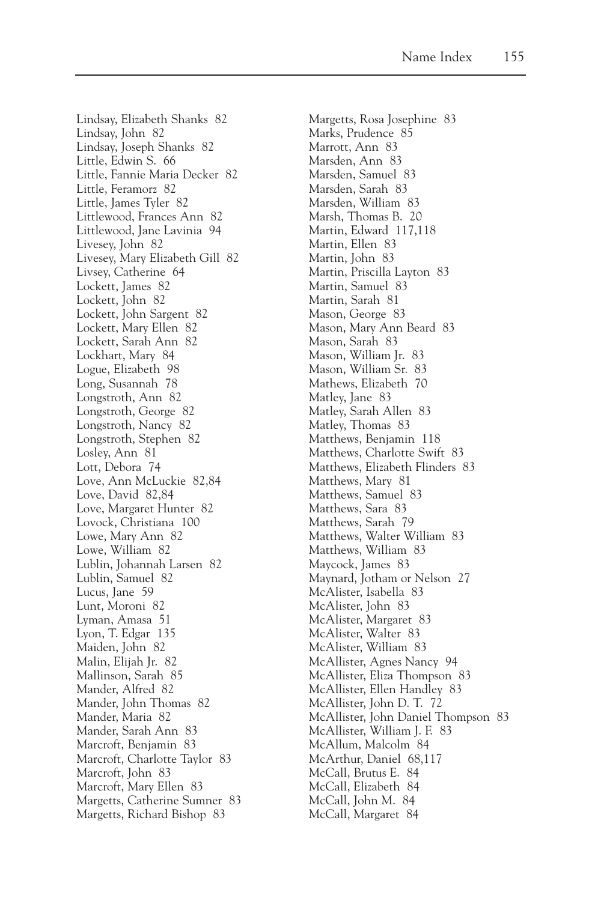Lindsay, Elizabeth Shanks 82
Lindsay, John 82
Lindsay, Joseph Shanks 82
Little, Edwin S. 66
Little, Fannie Maria Decker 82
Little, Feramorz 82
Little, James Tyler 82
Littlewood, Frances Ann 82
Littlewood, Jane Lavinia 94
Livesey, John 82
Livesey, Mary Elizabeth Gill 82
Livsey, Catherine 64
Lockett, James 82
Lockett, John 82
Lockett, John Sargent 82
Lockett, Mary Ellen 82
Lockett, Sarah Ann 82
Lockhart, Mary 84
Logue, Elizabeth 98
Long, Susannah 78
Longstroth, Ann 82
Longstroth, George 82
Longstroth, Nancy 82
Longstroth, Stephen 82
Losley, Ann 81
Lott, Debora 74
Love, Ann McLuckie 82,84
Love, David 82,84
Love, Margaret Hunter 82
Lovock, Christiana 100
Lowe, Mary Ann 82
Lowe, William 82
Lublin, Johannah Larsen 82
Lublin, Samuel 82
Lucus, Jane 59
Lunt, Moroni 82
Lyman, Amasa 51
Lyon, T. Edgar 135
Maiden, John 82
Malin, Elijah Jr. 82
Mallinson, Sarah 85
Mander, Alfred 82
Mander, John Thomas 82
Mander, Maria 82
Mander, Sarah Ann 83
Marcroft, Benjamin 83
Marcroft, Charlotte Taylor 83
Marcroft, John 83
Marcroft, Mary Ellen 83
Margetts, Catherine Sumner 83
Margetts, Richard Bishop 83
Margetts, Rosa Josephine 83
Marks, Prudence 85
Marrott, Ann 83
Marsden, Ann 83
Marsden, Samuel 83
Marsden, Sarah 83
Marsden, William 83
Marsh, Thomas B. 20
Martin, Edward 117,118
Martin, Ellen 83
Martin, John 83
Martin, Priscilla Layton 83
Martin, Samuel 83
Martin, Sarah 81
Mason, George 83
Mason, Mary Ann Beard 83
Mason, Sarah 83
Mason, William Jr. 83
Mason, William Sr. 83
Mathews, Elizabeth 70
Matley, Jane 83
Matley, Sarah Allen 83
Matley, Thomas 83
Matthews, Benjamin 118
Matthews, Charlotte Swift 83
Matthews, Elizabeth Flinders 83
Matthews, Mary 81
Matthews, Samuel 83
Matthews, Sara 83
Matthews, Sarah 79
Matthews, Walter William 83
Matthews, William 83
Maycock, James 83
Maynard, Jotham or Nelson 27
McAlister, Isabella 83
McAlister, John 83
McAlister, Margaret 83
McAlister, Walter 83
McAlister, William 83
McAllister, Agnes Nancy 94
McAllister, Eliza Thompson 83
McAllister, Ellen Handley 83
McAllister, John D. T. 72
McAllister, John Daniel Thompson 83
McAllister, William J. F. 83
McAllum, Malcolm 84
McArthur, Daniel 68,117
McCall, Brutus E. 84
McCall, Elizabeth 84
McCall, John M. 84
McCall, Margaret 84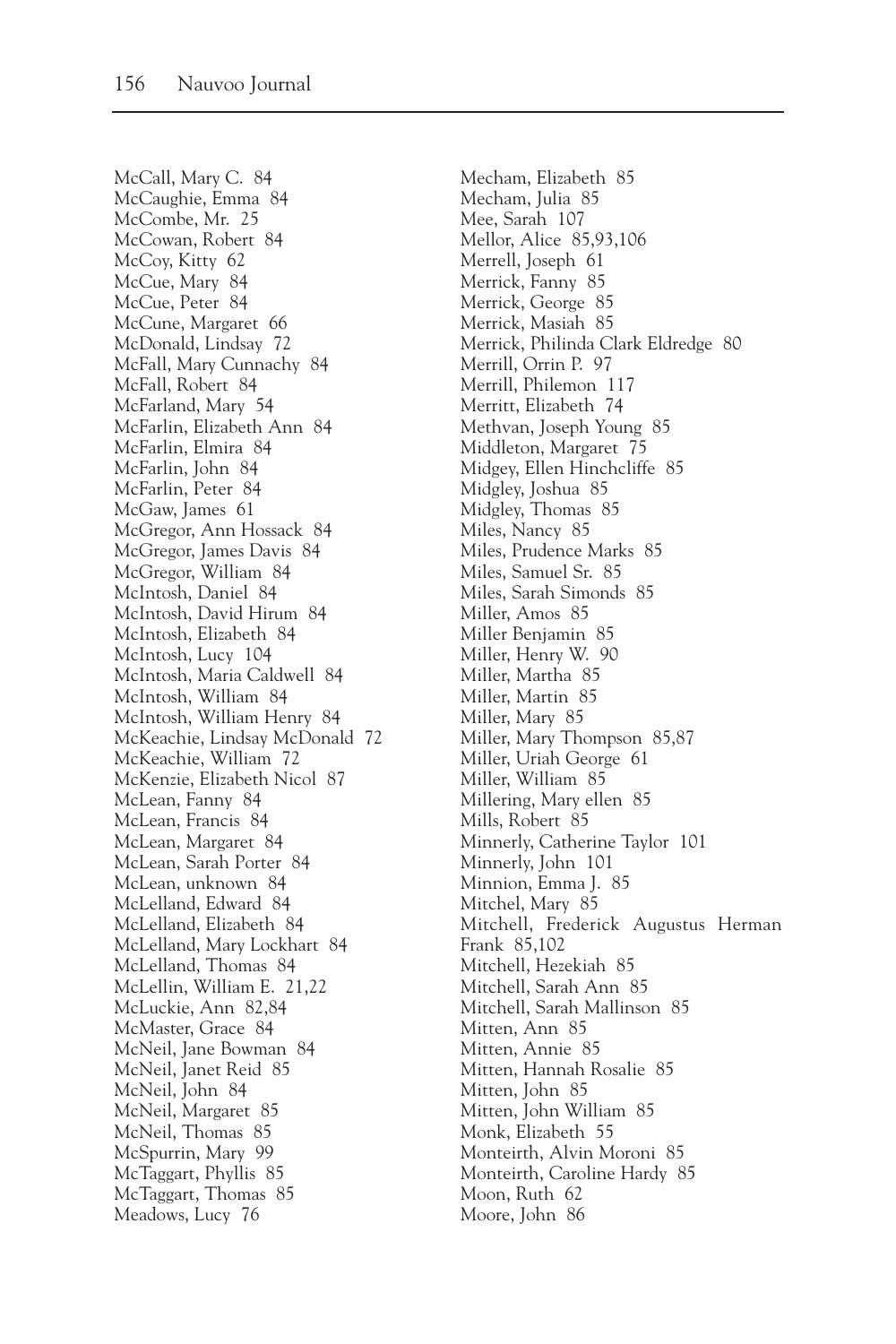McCall, Mary C. 84
McCaughie, Emma 84
McCombe, Mr. 25
McCowan, Robert 84
McCoy, Kitty 62
McCue, Mary 84
McCue, Peter 84
McCune, Margaret 66
McDonald, Lindsay 72
McFall, Mary Cunnachy 84
McFall, Robert 84
McFarland, Mary 54
McFarlin, Elizabeth Ann 84
McFarlin, Elmira 84
McFarlin, John 84
McFarlin, Peter 84
McGaw, James 61
McGregor, Ann Hossack 84
McGregor, James Davis 84
McGregor, William 84
McIntosh, Daniel 84
McIntosh, David Hirum 84
McIntosh, Elizabeth 84
McIntosh, Lucy 104
McIntosh, Maria Caldwell 84
McIntosh, William 84
McIntosh, William Henry 84
McKeachie, Lindsay McDonald 72
McKeachie, William 72
McKenzie, Elizabeth Nicol 87
McLean, Fanny 84
McLean, Francis 84
McLean, Margaret 84
McLean, Sarah Porter 84
McLean, unknown 84
McLelland, Edward 84
McLelland, Elizabeth 84
McLelland, Mary Lockhart 84
McLelland, Thomas 84
McLellin, William E. 21,22
McLuckie, Ann 82,84
McMaster, Grace 84
McNeil, Jane Bowman 84
McNeil, Janet Reid 85
McNeil, John 84
McNeil, Margaret 85
McNeil, Thomas 85
McSpurrin, Mary 99
McTaggart, Phyllis 85
McTaggart, Thomas 85
Meadows, Lucy 76
Mecham, Elizabeth 85
Mecham, Julia 85
Mee, Sarah 107
Mellor, Alice 85,93,106
Merrell, Joseph 61
Merrick, Fanny 85
Merrick, George 85
Merrick, Masiah 85
Merrick, Philinda Clark Eldredge 80
Merrill, Orrin P. 97
Merrill, Philemon 117
Merritt, Elizabeth 74
Methvan, Joseph Young 85
Middleton, Margaret 75
Midgey, Ellen Hinchcliffe 85
Midgley, Joshua 85
Midgley, Thomas 85
Miles, Nancy 85
Miles, Prudence Marks 85
Miles, Samuel Sr. 85
Miles, Sarah Simonds 85
Miller, Amos 85
Miller Benjamin 85
Miller, Henry W. 90
Miller, Martha 85
Miller, Martin 85
Miller, Mary 85
Miller, Mary Thompson 85,87
Miller, Uriah George 61
Miller, William 85
Millering, Mary ellen 85
Mills, Robert 85
Minnerly, Catherine Taylor 101
Minnerly, John 101
Minnion, Emma J. 85
Mitchel, Mary 85
Mitchell, Frederick Augustus Herman Frank 85,102
Mitchell, Hezekiah 85
Mitchell, Sarah Ann 85
Mitchell, Sarah Mallinson 85
Mitten, Ann 85
Mitten, Annie 85
Mitten, Hannah Rosalie 85
Mitten, John 85
Mitten, John William 85
Monk, Elizabeth 55
Monteirth, Alvin Moroni 85
Monteirth, Caroline Hardy 85
Moon, Ruth 62
Moore, John 86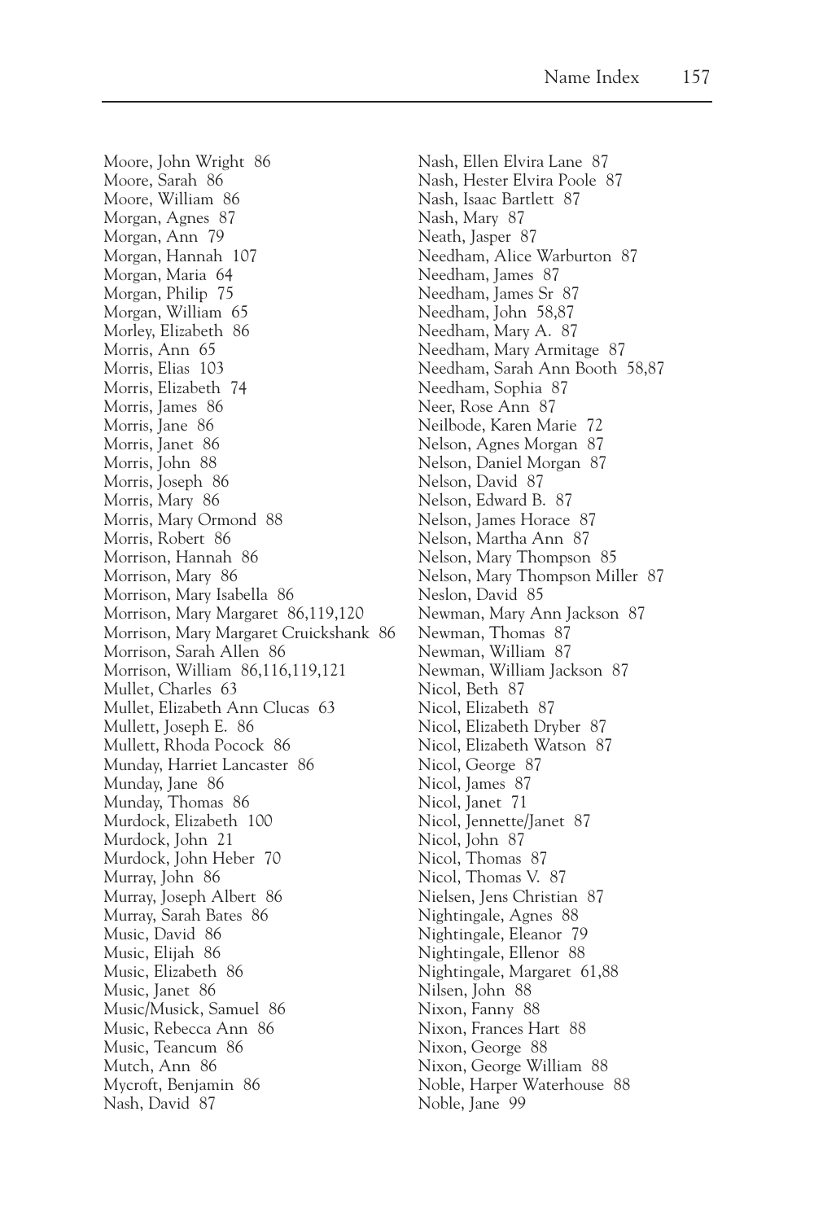Moore, John Wright 86
Moore, Sarah 86
Moore, William 86
Morgan, Agnes 87
Morgan, Ann 79
Morgan, Hannah 107
Morgan, Maria 64
Morgan, Philip 75
Morgan, William 65
Morley, Elizabeth 86
Morris, Ann 65
Morris, Elias 103
Morris, Elizabeth 74
Morris, James 86
Morris, Jane 86
Morris, Janet 86
Morris, John 88
Morris, Joseph 86
Morris, Mary 86
Morris, Mary Ormond 88
Morris, Robert 86
Morrison, Hannah 86
Morrison, Mary 86
Morrison, Mary Isabella 86
Morrison, Mary Margaret 86,119,120
Morrison, Mary Margaret Cruickshank 86
Morrison, Sarah Allen 86
Morrison, William 86,116,119,121
Mullet, Charles 63
Mullet, Elizabeth Ann Clucas 63
Mullett, Joseph E. 86
Mullett, Rhoda Pocock 86
Munday, Harriet Lancaster 86
Munday, Jane 86
Munday, Thomas 86
Murdock, Elizabeth 100
Murdock, John 21
Murdock, John Heber 70
Murray, John 86
Murray, Joseph Albert 86
Murray, Sarah Bates 86
Music, David 86
Music, Elijah 86
Music, Elizabeth 86
Music, Janet 86
Music/Musick, Samuel 86
Music, Rebecca Ann 86
Music, Teancum 86
Mutch, Ann 86
Mycroft, Benjamin 86
Nash, David 87
Nash, Ellen Elvira Lane 87
Nash, Hester Elvira Poole 87
Nash, Isaac Bartlett 87
Nash, Mary 87
Neath, Jasper 87
Needham, Alice Warburton 87
Needham, James 87
Needham, James Sr 87
Needham, John 58,87
Needham, Mary A. 87
Needham, Mary Armitage 87
Needham, Sarah Ann Booth 58,87
Needham, Sophia 87
Neer, Rose Ann 87
Neilbode, Karen Marie 72
Nelson, Agnes Morgan 87
Nelson, Daniel Morgan 87
Nelson, David 87
Nelson, Edward B. 87
Nelson, James Horace 87
Nelson, Martha Ann 87
Nelson, Mary Thompson 85
Nelson, Mary Thompson Miller 87
Neslon, David 85
Newman, Mary Ann Jackson 87
Newman, Thomas 87
Newman, William 87
Newman, William Jackson 87
Nicol, Beth 87
Nicol, Elizabeth 87
Nicol, Elizabeth Dryber 87
Nicol, Elizabeth Watson 87
Nicol, George 87
Nicol, James 87
Nicol, Janet 71
Nicol, Jennette/Janet 87
Nicol, John 87
Nicol, Thomas 87
Nicol, Thomas V. 87
Nielsen, Jens Christian 87
Nightingale, Agnes 88
Nightingale, Eleanor 79
Nightingale, Ellenor 88
Nightingale, Margaret 61,88
Nilsen, John 88
Nixon, Fanny 88
Nixon, Frances Hart 88
Nixon, George 88
Nixon, George William 88
Noble, Harper Waterhouse 88
Noble, Jane 99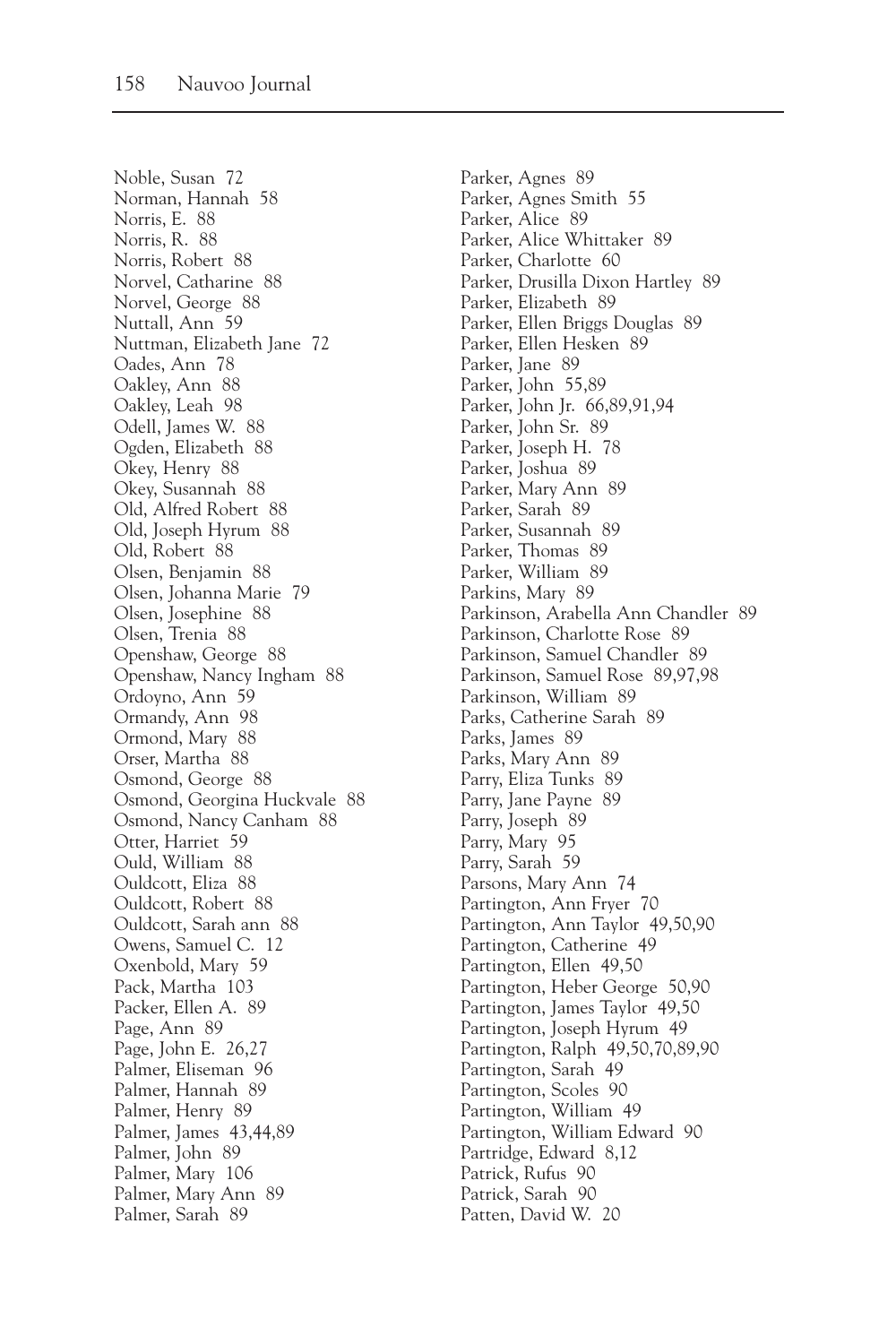Noble, Susan 72
Norman, Hannah 58
Norris, E. 88
Norris, R. 88
Norris, Robert 88
Norvel, Catharine 88
Norvel, George 88
Nuttall, Ann 59
Nuttman, Elizabeth Jane 72
Oades, Ann 78
Oakley, Ann 88
Oakley, Leah 98
Odell, James W. 88
Ogden, Elizabeth 88
Okey, Henry 88
Okey, Susannah 88
Old, Alfred Robert 88
Old, Joseph Hyrum 88
Old, Robert 88
Olsen, Benjamin 88
Olsen, Johanna Marie 79
Olsen, Josephine 88
Olsen, Trenia 88
Openshaw, George 88
Openshaw, Nancy Ingham 88
Ordoyno, Ann 59
Ormandy, Ann 98
Ormond, Mary 88
Orser, Martha 88
Osmond, George 88
Osmond, Georgina Huckvale 88
Osmond, Nancy Canham 88
Otter, Harriet 59
Ould, William 88
Ouldcott, Eliza 88
Ouldcott, Robert 88
Ouldcott, Sarah ann 88
Owens, Samuel C. 12
Oxenbold, Mary 59
Pack, Martha 103
Packer, Ellen A. 89
Page, Ann 89
Page, John E. 26,27
Palmer, Eliseman 96
Palmer, Hannah 89
Palmer, Henry 89
Palmer, James 43,44,89
Palmer, John 89
Palmer, Mary 106
Palmer, Mary Ann 89
Palmer, Sarah 89
Parker, Agnes 89
Parker, Agnes Smith 55
Parker, Alice 89
Parker, Alice Whittaker 89
Parker, Charlotte 60
Parker, Drusilla Dixon Hartley 89
Parker, Elizabeth 89
Parker, Ellen Briggs Douglas 89
Parker, Ellen Hesken 89
Parker, Jane 89
Parker, John 55,89
Parker, John Jr. 66,89,91,94
Parker, John Sr. 89
Parker, Joseph H. 78
Parker, Joshua 89
Parker, Mary Ann 89
Parker, Sarah 89
Parker, Susannah 89
Parker, Thomas 89
Parker, William 89
Parkins, Mary 89
Parkinson, Arabella Ann Chandler 89
Parkinson, Charlotte Rose 89
Parkinson, Samuel Chandler 89
Parkinson, Samuel Rose 89,97,98
Parkinson, William 89
Parks, Catherine Sarah 89
Parks, James 89
Parks, Mary Ann 89
Parry, Eliza Tunks 89
Parry, Jane Payne 89
Parry, Joseph 89
Parry, Mary 95
Parry, Sarah 59
Parsons, Mary Ann 74
Partington, Ann Fryer 70
Partington, Ann Taylor 49,50,90
Partington, Catherine 49
Partington, Ellen 49,50
Partington, Heber George 50,90
Partington, James Taylor 49,50
Partington, Joseph Hyrum 49
Partington, Ralph 49,50,70,89,90
Partington, Sarah 49
Partington, Scoles 90
Partington, William 49
Partington, William Edward 90
Partridge, Edward 8,12
Patrick, Rufus 90
Patrick, Sarah 90
Patten, David W. 20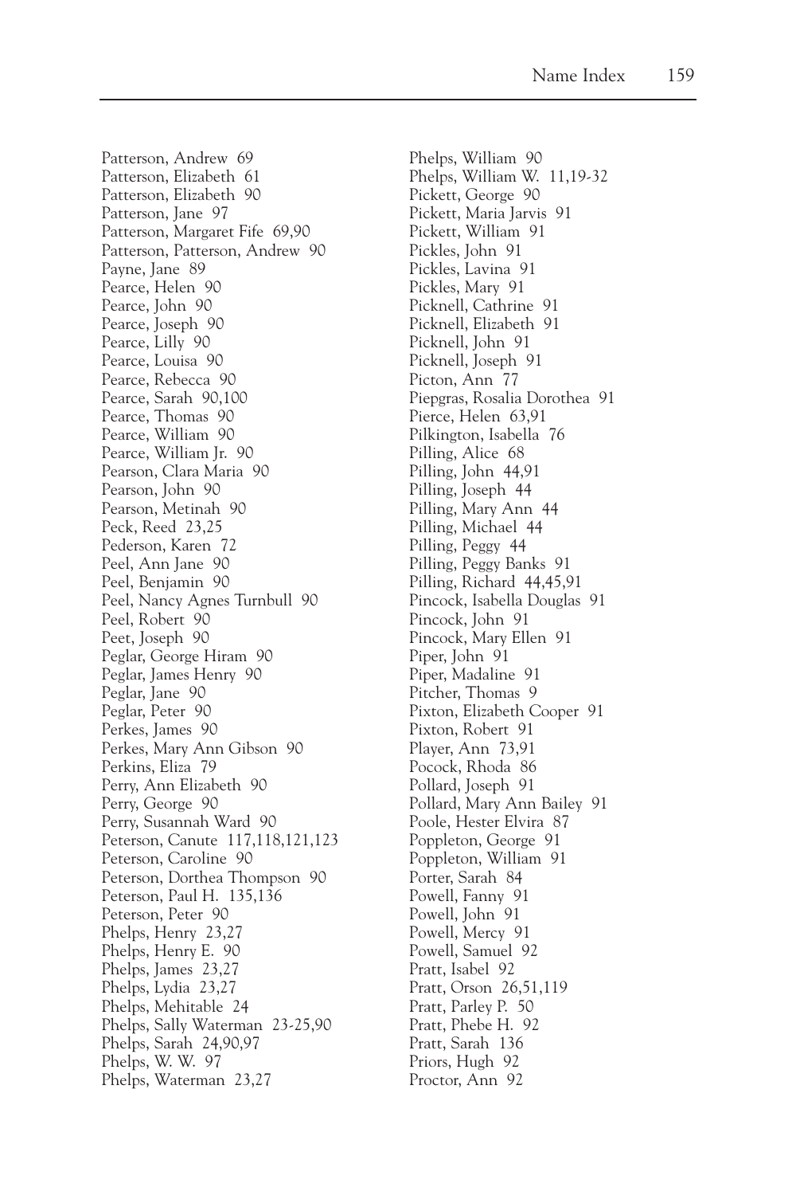Patterson, Andrew 69
Patterson, Elizabeth 61
Patterson, Elizabeth 90
Patterson, Jane 97
Patterson, Margaret Fife 69,90
Patterson, Patterson, Andrew 90
Payne, Jane 89
Pearce, Helen 90
Pearce, John 90
Pearce, Joseph 90
Pearce, Lilly 90
Pearce, Louisa 90
Pearce, Rebecca 90
Pearce, Sarah 90,100
Pearce, Thomas 90
Pearce, William 90
Pearce, William Jr. 90
Pearson, Clara Maria 90
Pearson, John 90
Pearson, Metinah 90
Peck, Reed 23,25
Pederson, Karen 72
Peel, Ann Jane 90
Peel, Benjamin 90
Peel, Nancy Agnes Turnbull 90
Peel, Robert 90
Peet, Joseph 90
Peglar, George Hiram 90
Peglar, James Henry 90
Peglar, Jane 90
Peglar, Peter 90
Perkes, James 90
Perkes, Mary Ann Gibson 90
Perkins, Eliza 79
Perry, Ann Elizabeth 90
Perry, George 90
Perry, Susannah Ward 90
Peterson, Canute 117,118,121,123
Peterson, Caroline 90
Peterson, Dorthea Thompson 90
Peterson, Paul H. 135,136
Peterson, Peter 90
Phelps, Henry 23,27
Phelps, Henry E. 90
Phelps, James 23,27
Phelps, Lydia 23,27
Phelps, Mehitable 24
Phelps, Sally Waterman 23-25,90
Phelps, Sarah 24,90,97
Phelps, W. W. 97
Phelps, Waterman 23,27
Phelps, William 90
Phelps, William W. 11,19-32
Pickett, George 90
Pickett, Maria Jarvis 91
Pickett, William 91
Pickles, John 91
Pickles, Lavina 91
Pickles, Mary 91
Picknell, Cathrine 91
Picknell, Elizabeth 91
Picknell, John 91
Picknell, Joseph 91
Picton, Ann 77
Piepgras, Rosalia Dorothea 91
Pierce, Helen 63,91
Pilkington, Isabella 76
Pilling, Alice 68
Pilling, John 44,91
Pilling, Joseph 44
Pilling, Mary Ann 44
Pilling, Michael 44
Pilling, Peggy 44
Pilling, Peggy Banks 91
Pilling, Richard 44,45,91
Pincock, Isabella Douglas 91
Pincock, John 91
Pincock, Mary Ellen 91
Piper, John 91
Piper, Madaline 91
Pitcher, Thomas 9
Pixton, Elizabeth Cooper 91
Pixton, Robert 91
Player, Ann 73,91
Pocock, Rhoda 86
Pollard, Joseph 91
Pollard, Mary Ann Bailey 91
Poole, Hester Elvira 87
Poppleton, George 91
Poppleton, William 91
Porter, Sarah 84
Powell, Fanny 91
Powell, John 91
Powell, Mercy 91
Powell, Samuel 92
Pratt, Isabel 92
Pratt, Orson 26,51,119
Pratt, Parley P. 50
Pratt, Phebe H. 92
Pratt, Sarah 136
Priors, Hugh 92
Proctor, Ann 92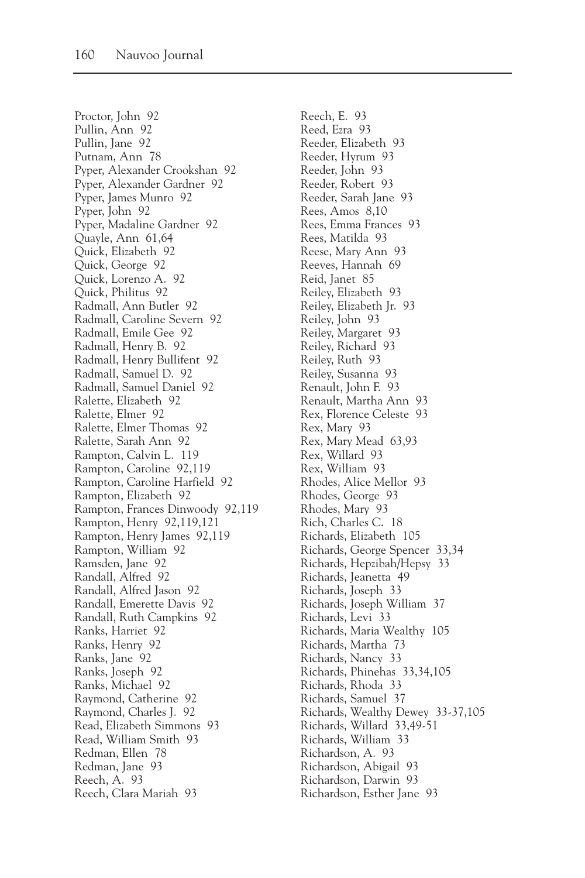Proctor, John 92
Pullin, Ann 92
Pullin, Jane 92
Putnam, Ann 78
Pyper, Alexander Crookshan 92
Pyper, Alexander Gardner 92
Pyper, James Munro 92
Pyper, John 92
Pyper, Madaline Gardner 92
Quayle, Ann 61,64
Quick, Elizabeth 92
Quick, George 92
Quick, Lorenzo A. 92
Quick, Philitus 92
Radmall, Ann Butler 92
Radmall, Caroline Severn 92
Radmall, Emile Gee 92
Radmall, Henry B. 92
Radmall, Henry Bullifent 92
Radmall, Samuel D. 92
Radmall, Samuel Daniel 92
Ralette, Elizabeth 92
Ralette, Elmer 92
Ralette, Elmer Thomas 92
Ralette, Sarah Ann 92
Rampton, Calvin L. 119
Rampton, Caroline 92,119
Rampton, Caroline Harfield 92
Rampton, Elizabeth 92
Rampton, Frances Dinwoody 92,119
Rampton, Henry 92,119,121
Rampton, Henry James 92,119
Rampton, William 92
Ramsden, Jane 92
Randall, Alfred 92
Randall, Alfred Jason 92
Randall, Emerette Davis 92
Randall, Ruth Campkins 92
Ranks, Harriet 92
Ranks, Henry 92
Ranks, Jane 92
Ranks, Joseph 92
Ranks, Michael 92
Raymond, Catherine 92
Raymond, Charles J. 92
Read, Elizabeth Simmons 93
Read, William Smith 93
Redman, Ellen 78
Redman, Jane 93
Reech, A. 93
Reech, Clara Mariah 93
Reech, E. 93
Reed, Ezra 93
Reeder, Elizabeth 93
Reeder, Hyrum 93
Reeder, John 93
Reeder, Robert 93
Reeder, Sarah Jane 93
Rees, Amos 8,10
Rees, Emma Frances 93
Rees, Matilda 93
Reese, Mary Ann 93
Reeves, Hannah 69
Reid, Janet 85
Reiley, Elizabeth 93
Reiley, Elizabeth Jr. 93
Reiley, John 93
Reiley, Margaret 93
Reiley, Richard 93
Reiley, Ruth 93
Reiley, Susanna 93
Renault, John F. 93
Renault, Martha Ann 93
Rex, Florence Celeste 93
Rex, Mary 93
Rex, Mary Mead 63,93
Rex, Willard 93
Rex, William 93
Rhodes, Alice Mellor 93
Rhodes, George 93
Rhodes, Mary 93
Rich, Charles C. 18
Richards, Elizabeth 105
Richards, George Spencer 33,34
Richards, Hepzibah/Hepsy 33
Richards, Jeanetta 49
Richards, Joseph 33
Richards, Joseph William 37
Richards, Levi 33
Richards, Maria Wealthy 105
Richards, Martha 73
Richards, Nancy 33
Richards, Phinehas 33,34,105
Richards, Rhoda 33
Richards, Samuel 37
Richards, Wealthy Dewey 33-37,105
Richards, Willard 33,49-51
Richards, William 33
Richardson, A. 93
Richardson, Abigail 93
Richardson, Darwin 93
Richardson, Esther Jane 93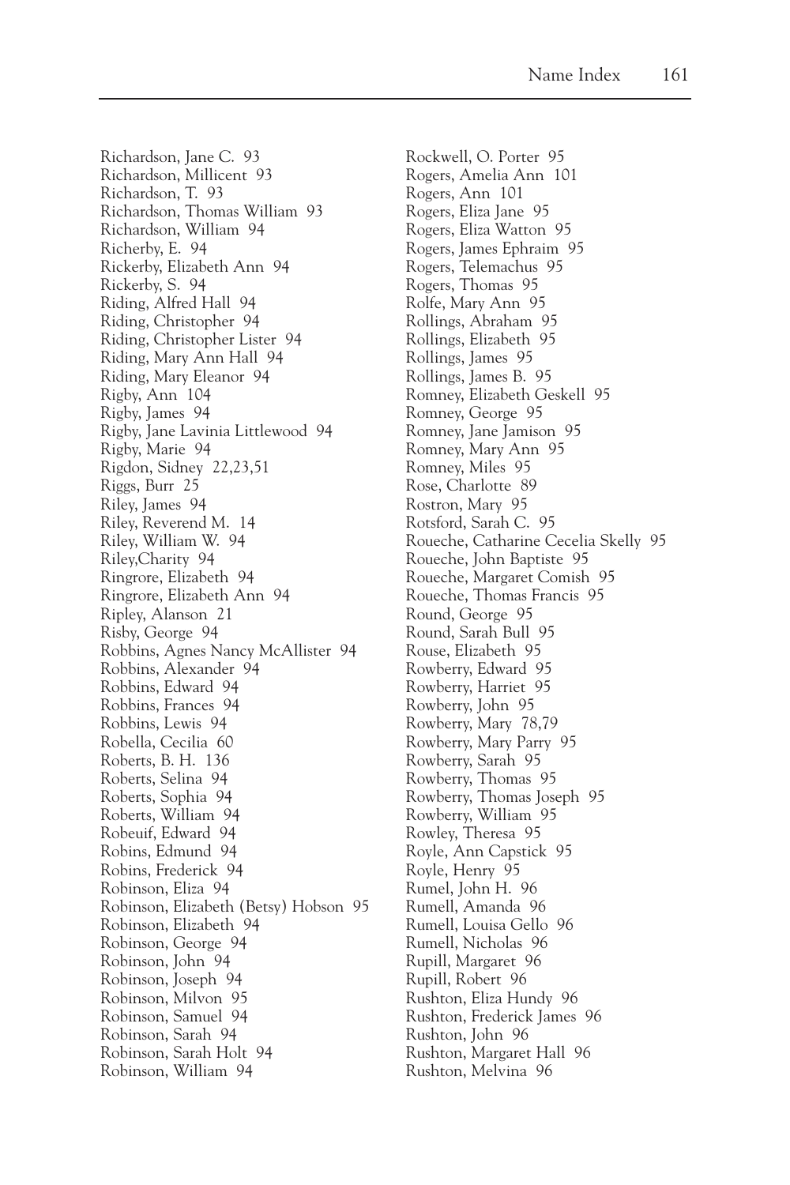Richardson, Jane C. 93
Richardson, Millicent 93
Richardson, T. 93
Richardson, Thomas William 93
Richardson, William 94
Richerby, E. 94
Rickerby, Elizabeth Ann 94
Rickerby, S. 94
Riding, Alfred Hall 94
Riding, Christopher 94
Riding, Christopher Lister 94
Riding, Mary Ann Hall 94
Riding, Mary Eleanor 94
Rigby, Ann 104
Rigby, James 94
Rigby, Jane Lavinia Littlewood 94
Rigby, Marie 94
Rigdon, Sidney 22,23,51
Riggs, Burr 25
Riley, James 94
Riley, Reverend M. 14
Riley, William W. 94
Riley,Charity 94
Ringrore, Elizabeth 94
Ringrore, Elizabeth Ann 94
Ripley, Alanson 21
Risby, George 94
Robbins, Agnes Nancy McAllister 94
Robbins, Alexander 94
Robbins, Edward 94
Robbins, Frances 94
Robbins, Lewis 94
Robella, Cecilia 60
Roberts, B. H. 136
Roberts, Selina 94
Roberts, Sophia 94
Roberts, William 94
Robeuif, Edward 94
Robins, Edmund 94
Robins, Frederick 94
Robinson, Eliza 94
Robinson, Elizabeth (Betsy) Hobson 95
Robinson, Elizabeth 94
Robinson, George 94
Robinson, John 94
Robinson, Joseph 94
Robinson, Milvon 95
Robinson, Samuel 94
Robinson, Sarah 94
Robinson, Sarah Holt 94
Robinson, William 94
Rockwell, O. Porter 95
Rogers, Amelia Ann 101
Rogers, Ann 101
Rogers, Eliza Jane 95
Rogers, Eliza Watton 95
Rogers, James Ephraim 95
Rogers, Telemachus 95
Rogers, Thomas 95
Rolfe, Mary Ann 95
Rollings, Abraham 95
Rollings, Elizabeth 95
Rollings, James 95
Rollings, James B. 95
Romney, Elizabeth Geskell 95
Romney, George 95
Romney, Jane Jamison 95
Romney, Mary Ann 95
Romney, Miles 95
Rose, Charlotte 89
Rostron, Mary 95
Rotsford, Sarah C. 95
Roueche, Catharine Cecelia Skelly 95
Roueche, John Baptiste 95
Roueche, Margaret Comish 95
Roueche, Thomas Francis 95
Round, George 95
Round, Sarah Bull 95
Rouse, Elizabeth 95
Rowberry, Edward 95
Rowberry, Harriet 95
Rowberry, John 95
Rowberry, Mary 78,79
Rowberry, Mary Parry 95
Rowberry, Sarah 95
Rowberry, Thomas 95
Rowberry, Thomas Joseph 95
Rowberry, William 95
Rowley, Theresa 95
Royle, Ann Capstick 95
Royle, Henry 95
Rumel, John H. 96
Rumell, Amanda 96
Rumell, Louisa Gello 96
Rumell, Nicholas 96
Rupill, Margaret 96
Rupill, Robert 96
Rushton, Eliza Hundy 96
Rushton, Frederick James 96
Rushton, John 96
Rushton, Margaret Hall 96
Rushton, Melvina 96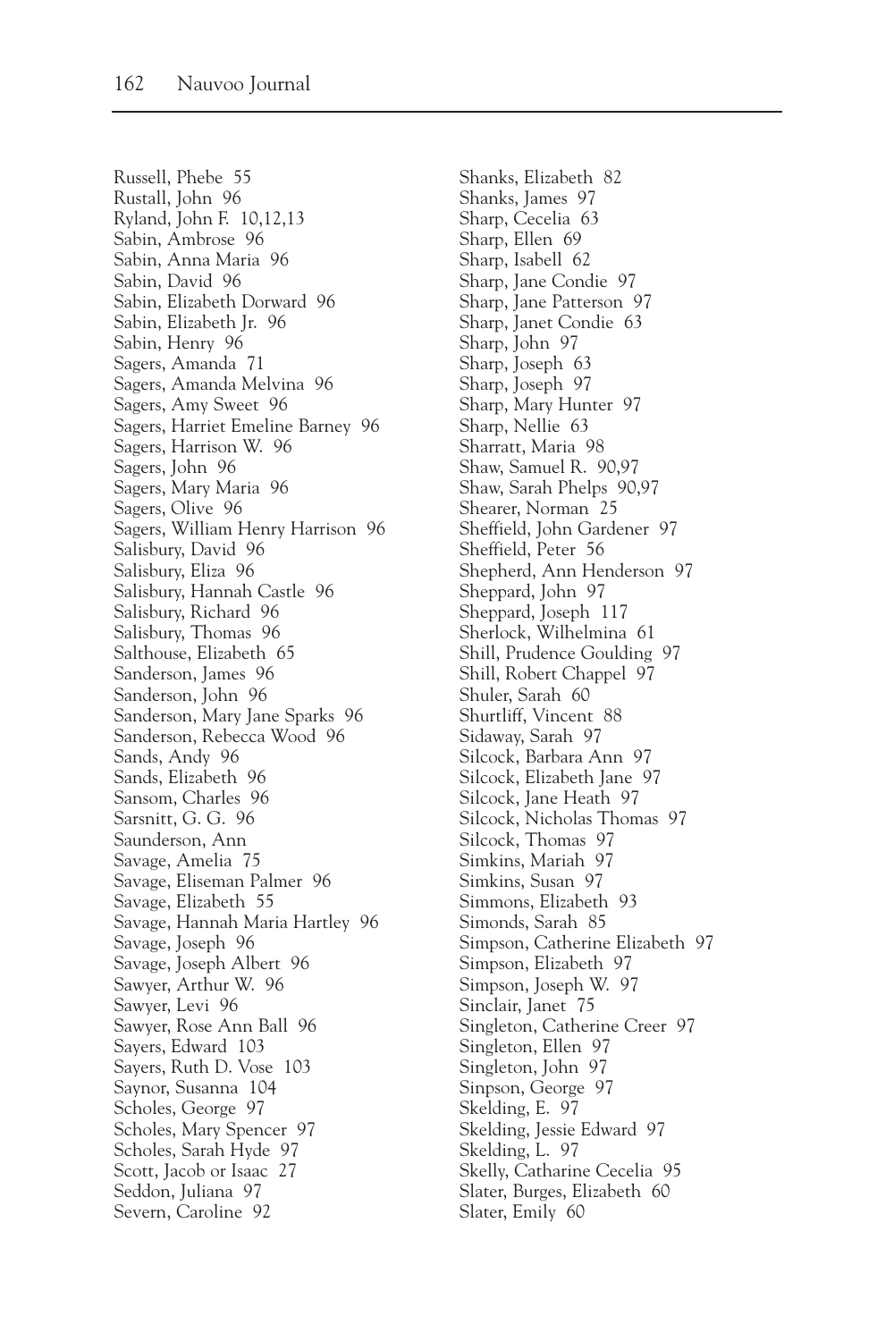Russell, Phebe 55
Rustall, John 96
Ryland, John F. 10,12,13
Sabin, Ambrose 96
Sabin, Anna Maria 96
Sabin, David 96
Sabin, Elizabeth Dorward 96
Sabin, Elizabeth Jr. 96
Sabin, Henry 96
Sagers, Amanda 71
Sagers, Amanda Melvina 96
Sagers, Amy Sweet 96
Sagers, Harriet Emeline Barney 96
Sagers, Harrison W. 96
Sagers, John 96
Sagers, Mary Maria 96
Sagers, Olive 96
Sagers, William Henry Harrison 96
Salisbury, David 96
Salisbury, Eliza 96
Salisbury, Hannah Castle 96
Salisbury, Richard 96
Salisbury, Thomas 96
Salthouse, Elizabeth 65
Sanderson, James 96
Sanderson, John 96
Sanderson, Mary Jane Sparks 96
Sanderson, Rebecca Wood 96
Sands, Andy 96
Sands, Elizabeth 96
Sansom, Charles 96
Sarsnitt, G. G. 96
Saunderson, Ann
Savage, Amelia 75
Savage, Eliseman Palmer 96
Savage, Elizabeth 55
Savage, Hannah Maria Hartley 96
Savage, Joseph 96
Savage, Joseph Albert 96
Sawyer, Arthur W. 96
Sawyer, Levi 96
Sawyer, Rose Ann Ball 96
Sayers, Edward 103
Sayers, Ruth D. Vose 103
Saynor, Susanna 104
Scholes, George 97
Scholes, Mary Spencer 97
Scholes, Sarah Hyde 97
Scott, Jacob or Isaac 27
Seddon, Juliana 97
Severn, Caroline 92
Shanks, Elizabeth 82
Shanks, James 97
Sharp, Cecelia 63
Sharp, Ellen 69
Sharp, Isabell 62
Sharp, Jane Condie 97
Sharp, Jane Patterson 97
Sharp, Janet Condie 63
Sharp, John 97
Sharp, Joseph 63
Sharp, Joseph 97
Sharp, Mary Hunter 97
Sharp, Nellie 63
Sharratt, Maria 98
Shaw, Samuel R. 90,97
Shaw, Sarah Phelps 90,97
Shearer, Norman 25
Sheffield, John Gardener 97
Sheffield, Peter 56
Shepherd, Ann Henderson 97
Sheppard, John 97
Sheppard, Joseph 117
Sherlock, Wilhelmina 61
Shill, Prudence Goulding 97
Shill, Robert Chappel 97
Shuler, Sarah 60
Shurtliff, Vincent 88
Sidaway, Sarah 97
Silcock, Barbara Ann 97
Silcock, Elizabeth Jane 97
Silcock, Jane Heath 97
Silcock, Nicholas Thomas 97
Silcock, Thomas 97
Simkins, Mariah 97
Simkins, Susan 97
Simmons, Elizabeth 93
Simonds, Sarah 85
Simpson, Catherine Elizabeth 97
Simpson, Elizabeth 97
Simpson, Joseph W. 97
Sinclair, Janet 75
Singleton, Catherine Creer 97
Singleton, Ellen 97
Singleton, John 97
Sinpson, George 97
Skelding, E. 97
Skelding, Jessie Edward 97
Skelding, L. 97
Skelly, Catharine Cecelia 95
Slater, Burges, Elizabeth 60
Slater, Emily 60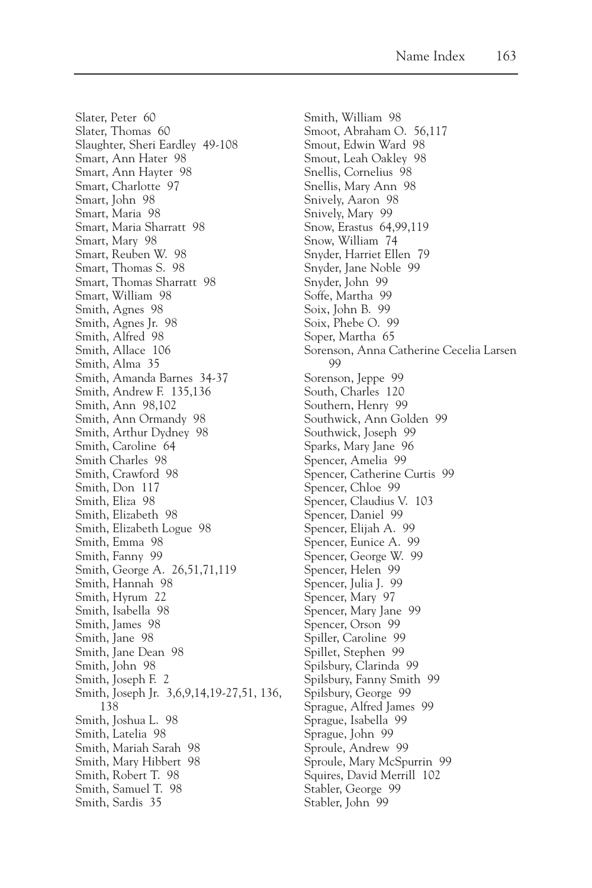Slater, Peter 60
Slater, Thomas 60
Slaughter, Sheri Eardley 49-108
Smart, Ann Hater 98
Smart, Ann Hayter 98
Smart, Charlotte 97
Smart, John 98
Smart, Maria 98
Smart, Maria Sharratt 98
Smart, Mary 98
Smart, Reuben W. 98
Smart, Thomas S. 98
Smart, Thomas Sharratt 98
Smart, William 98
Smith, Agnes 98
Smith, Agnes Jr. 98
Smith, Alfred 98
Smith, Allace 106
Smith, Alma 35
Smith, Amanda Barnes 34-37
Smith, Andrew F. 135,136
Smith, Ann 98,102
Smith, Ann Ormandy 98
Smith, Arthur Dydney 98
Smith, Caroline 64
Smith Charles 98
Smith, Crawford 98
Smith, Don 117
Smith, Eliza 98
Smith, Elizabeth 98
Smith, Elizabeth Logue 98
Smith, Emma 98
Smith, Fanny 99
Smith, George A. 26,51,71,119
Smith, Hannah 98
Smith, Hyrum 22
Smith, Isabella 98
Smith, James 98
Smith, Jane 98
Smith, Jane Dean 98
Smith, John 98
Smith, Joseph F. 2
Smith, Joseph Jr. 3,6,9,14,19-27,51, 136, 138
Smith, Joshua L. 98
Smith, Latelia 98
Smith, Mariah Sarah 98
Smith, Mary Hibbert 98
Smith, Robert T. 98
Smith, Samuel T. 98
Smith, Sardis 35
Smith, William 98
Smoot, Abraham O. 56,117
Smout, Edwin Ward 98
Smout, Leah Oakley 98
Snellis, Cornelius 98
Snellis, Mary Ann 98
Snively, Aaron 98
Snively, Mary 99
Snow, Erastus 64,99,119
Snow, William 74
Snyder, Harriet Ellen 79
Snyder, Jane Noble 99
Snyder, John 99
Soffe, Martha 99
Soix, John B. 99
Soix, Phebe O. 99
Soper, Martha 65
Sorenson, Anna Catherine Cecelia Larsen 99
Sorenson, Jeppe 99
South, Charles 120
Southern, Henry 99
Southwick, Ann Golden 99
Southwick, Joseph 99
Sparks, Mary Jane 96
Spencer, Amelia 99
Spencer, Catherine Curtis 99
Spencer, Chloe 99
Spencer, Claudius V. 103
Spencer, Daniel 99
Spencer, Elijah A. 99
Spencer, Eunice A. 99
Spencer, George W. 99
Spencer, Helen 99
Spencer, Julia J. 99
Spencer, Mary 97
Spencer, Mary Jane 99
Spencer, Orson 99
Spiller, Caroline 99
Spillet, Stephen 99
Spilsbury, Clarinda 99
Spilsbury, Fanny Smith 99
Spilsbury, George 99
Sprague, Alfred James 99
Sprague, Isabella 99
Sprague, John 99
Sproule, Andrew 99
Sproule, Mary McSpurrin 99
Squires, David Merrill 102
Stabler, George 99
Stabler, John 99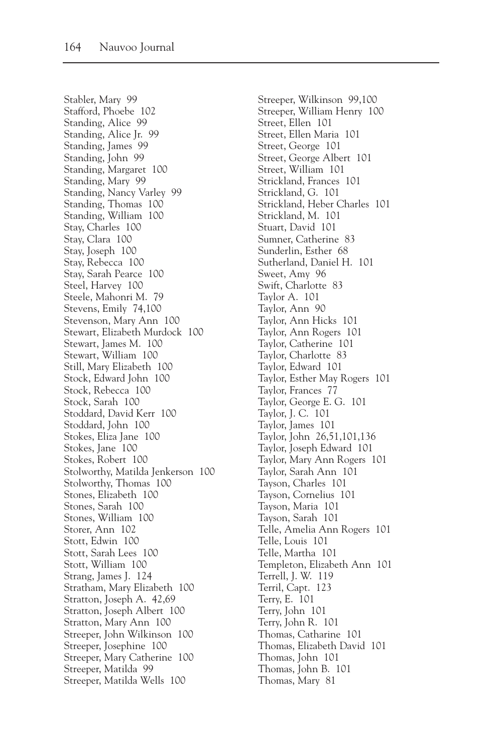Stabler, Mary 99
Stafford, Phoebe 102
Standing, Alice 99
Standing, Alice Jr. 99
Standing, James 99
Standing, John 99
Standing, Margaret 100
Standing, Mary 99
Standing, Nancy Varley 99
Standing, Thomas 100
Standing, William 100
Stay, Charles 100
Stay, Clara 100
Stay, Joseph 100
Stay, Rebecca 100
Stay, Sarah Pearce 100
Steel, Harvey 100
Steele, Mahonri M. 79
Stevens, Emily 74,100
Stevenson, Mary Ann 100
Stewart, Elizabeth Murdock 100
Stewart, James M. 100
Stewart, William 100
Still, Mary Elizabeth 100
Stock, Edward John 100
Stock, Rebecca 100
Stock, Sarah 100
Stoddard, David Kerr 100
Stoddard, John 100
Stokes, Eliza Jane 100
Stokes, Jane 100
Stokes, Robert 100
Stolworthy, Matilda Jenkerson 100
Stolworthy, Thomas 100
Stones, Elizabeth 100
Stones, Sarah 100
Stones, William 100
Storer, Ann 102
Stott, Edwin 100
Stott, Sarah Lees 100
Stott, William 100
Strang, James J. 124
Stratham, Mary Elizabeth 100
Stratton, Joseph A. 42,69
Stratton, Joseph Albert 100
Stratton, Mary Ann 100
Streeper, John Wilkinson 100
Streeper, Josephine 100
Streeper, Mary Catherine 100
Streeper, Matilda 99
Streeper, Matilda Wells 100
Streeper, Wilkinson 99,100
Streeper, William Henry 100
Street, Ellen 101
Street, Ellen Maria 101
Street, George 101
Street, George Albert 101
Street, William 101
Strickland, Frances 101
Strickland, G. 101
Strickland, Heber Charles 101
Strickland, M. 101
Stuart, David 101
Sumner, Catherine 83
Sunderlin, Esther 68
Sutherland, Daniel H. 101
Sweet, Amy 96
Swift, Charlotte 83
Taylor A. 101
Taylor, Ann 90
Taylor, Ann Hicks 101
Taylor, Ann Rogers 101
Taylor, Catherine 101
Taylor, Charlotte 83
Taylor, Edward 101
Taylor, Esther May Rogers 101
Taylor, Frances 77
Taylor, George E. G. 101
Taylor, J. C. 101
Taylor, James 101
Taylor, John 26,51,101,136
Taylor, Joseph Edward 101
Taylor, Mary Ann Rogers 101
Taylor, Sarah Ann 101
Tayson, Charles 101
Tayson, Cornelius 101
Tayson, Maria 101
Tayson, Sarah 101
Telle, Amelia Ann Rogers 101
Telle, Louis 101
Telle, Martha 101
Templeton, Elizabeth Ann 101
Terrell, J. W. 119
Terril, Capt. 123
Terry, E. 101
Terry, John 101
Terry, John R. 101
Thomas, Catharine 101
Thomas, Elizabeth David 101
Thomas, John 101
Thomas, John B. 101
Thomas, Mary 81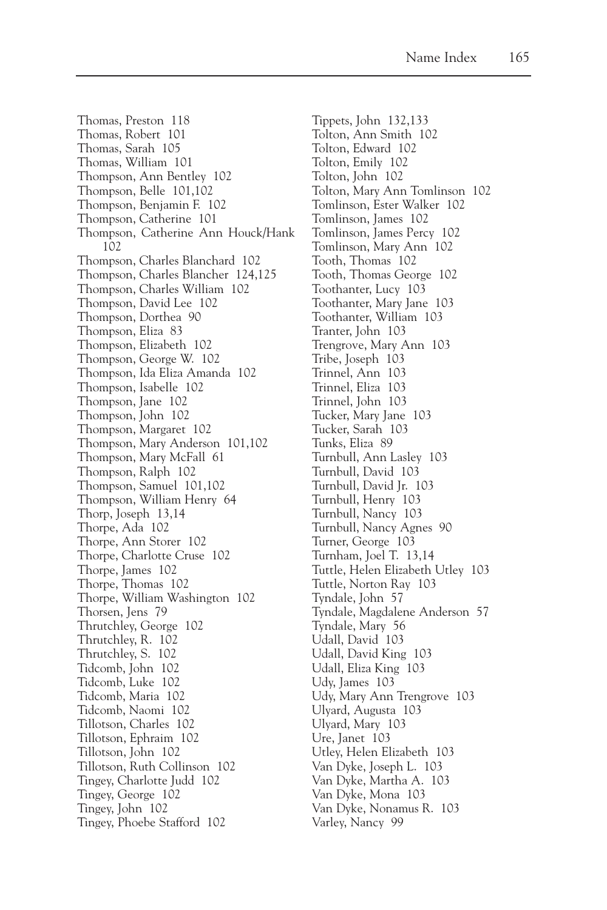Thomas, Preston 118
Thomas, Robert 101
Thomas, Sarah 105
Thomas, William 101
Thompson, Ann Bentley 102
Thompson, Belle 101,102
Thompson, Benjamin F. 102
Thompson, Catherine 101
Thompson, Catherine Ann Houck/Hank 102
Thompson, Charles Blanchard 102
Thompson, Charles Blancher 124,125
Thompson, Charles William 102
Thompson, David Lee 102
Thompson, Dorthea 90
Thompson, Eliza 83
Thompson, Elizabeth 102
Thompson, George W. 102
Thompson, Ida Eliza Amanda 102
Thompson, Isabelle 102
Thompson, Jane 102
Thompson, John 102
Thompson, Margaret 102
Thompson, Mary Anderson 101,102
Thompson, Mary McFall 61
Thompson, Ralph 102
Thompson, Samuel 101,102
Thompson, William Henry 64
Thorp, Joseph 13,14
Thorpe, Ada 102
Thorpe, Ann Storer 102
Thorpe, Charlotte Cruse 102
Thorpe, James 102
Thorpe, Thomas 102
Thorpe, William Washington 102
Thorsen, Jens 79
Thrutchley, George 102
Thrutchley, R. 102
Thrutchley, S. 102
Tidcomb, John 102
Tidcomb, Luke 102
Tidcomb, Maria 102
Tidcomb, Naomi 102
Tillotson, Charles 102
Tillotson, Ephraim 102
Tillotson, John 102
Tillotson, Ruth Collinson 102
Tingey, Charlotte Judd 102
Tingey, George 102
Tingey, John 102
Tingey, Phoebe Stafford 102
Tippets, John 132,133
Tolton, Ann Smith 102
Tolton, Edward 102
Tolton, Emily 102
Tolton, John 102
Tolton, Mary Ann Tomlinson 102
Tomlinson, Ester Walker 102
Tomlinson, James 102
Tomlinson, James Percy 102
Tomlinson, Mary Ann 102
Tooth, Thomas 102
Tooth, Thomas George 102
Toothanter, Lucy 103
Toothanter, Mary Jane 103
Toothanter, William 103
Tranter, John 103
Trengrove, Mary Ann 103
Tribe, Joseph 103
Trinnel, Ann 103
Trinnel, Eliza 103
Trinnel, John 103
Tucker, Mary Jane 103
Tucker, Sarah 103
Tunks, Eliza 89
Turnbull, Ann Lasley 103
Turnbull, David 103
Turnbull, David Jr. 103
Turnbull, Henry 103
Turnbull, Nancy 103
Turnbull, Nancy Agnes 90
Turner, George 103
Turnham, Joel T. 13,14
Tuttle, Helen Elizabeth Utley 103
Tuttle, Norton Ray 103
Tyndale, John 57
Tyndale, Magdalene Anderson 57
Tyndale, Mary 56
Udall, David 103
Udall, David King 103
Udall, Eliza King 103
Udy, James 103
Udy, Mary Ann Trengrove 103
Ulyard, Augusta 103
Ulyard, Mary 103
Ure, Janet 103
Utley, Helen Elizabeth 103
Van Dyke, Joseph L. 103
Van Dyke, Martha A. 103
Van Dyke, Mona 103
Van Dyke, Nonamus R. 103
Varley, Nancy 99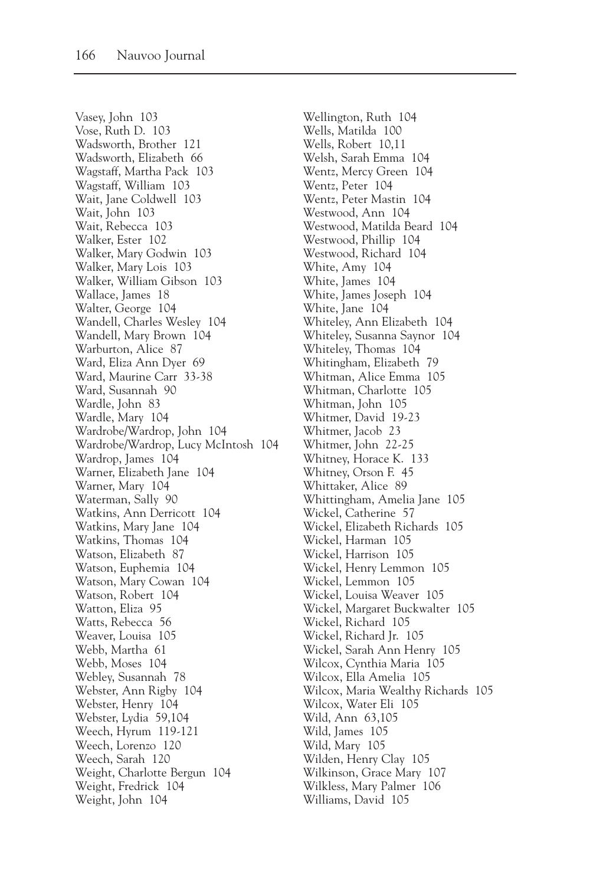Vasey, John 103
Vose, Ruth D. 103
Wadsworth, Brother 121
Wadsworth, Elizabeth 66
Wagstaff, Martha Pack 103
Wagstaff, William 103
Wait, Jane Coldwell 103
Wait, John 103
Wait, Rebecca 103
Walker, Ester 102
Walker, Mary Godwin 103
Walker, Mary Lois 103
Walker, William Gibson 103
Wallace, James 18
Walter, George 104
Wandell, Charles Wesley 104
Wandell, Mary Brown 104
Warburton, Alice 87
Ward, Eliza Ann Dyer 69
Ward, Maurine Carr 33-38
Ward, Susannah 90
Wardle, John 83
Wardle, Mary 104
Wardrobe/Wardrop, John 104
Wardrobe/Wardrop, Lucy McIntosh 104
Wardrop, James 104
Warner, Elizabeth Jane 104
Warner, Mary 104
Waterman, Sally 90
Watkins, Ann Derricott 104
Watkins, Mary Jane 104
Watkins, Thomas 104
Watson, Elizabeth 87
Watson, Euphemia 104
Watson, Mary Cowan 104
Watson, Robert 104
Watton, Eliza 95
Watts, Rebecca 56
Weaver, Louisa 105
Webb, Martha 61
Webb, Moses 104
Webley, Susannah 78
Webster, Ann Rigby 104
Webster, Henry 104
Webster, Lydia 59,104
Weech, Hyrum 119-121
Weech, Lorenzo 120
Weech, Sarah 120
Weight, Charlotte Bergun 104
Weight, Fredrick 104
Weight, John 104
Wellington, Ruth 104
Wells, Matilda 100
Wells, Robert 10,11
Welsh, Sarah Emma 104
Wentz, Mercy Green 104
Wentz, Peter 104
Wentz, Peter Mastin 104
Westwood, Ann 104
Westwood, Matilda Beard 104
Westwood, Phillip 104
Westwood, Richard 104
White, Amy 104
White, James 104
White, James Joseph 104
White, Jane 104
Whiteley, Ann Elizabeth 104
Whiteley, Susanna Saynor 104
Whiteley, Thomas 104
Whitingham, Elizabeth 79
Whitman, Alice Emma 105
Whitman, Charlotte 105
Whitman, John 105
Whitmer, David 19-23
Whitmer, Jacob 23
Whitmer, John 22-25
Whitney, Horace K. 133
Whitney, Orson F. 45
Whittaker, Alice 89
Whittingham, Amelia Jane 105
Wickel, Catherine 57
Wickel, Elizabeth Richards 105
Wickel, Harman 105
Wickel, Harrison 105
Wickel, Henry Lemmon 105
Wickel, Lemmon 105
Wickel, Louisa Weaver 105
Wickel, Margaret Buckwalter 105
Wickel, Richard 105
Wickel, Richard Jr. 105
Wickel, Sarah Ann Henry 105
Wilcox, Cynthia Maria 105
Wilcox, Ella Amelia 105
Wilcox, Maria Wealthy Richards 105
Wilcox, Water Eli 105
Wild, Ann 63,105
Wild, James 105
Wild, Mary 105
Wilden, Henry Clay 105
Wilkinson, Grace Mary 107
Wilkless, Mary Palmer 106
Williams, David 105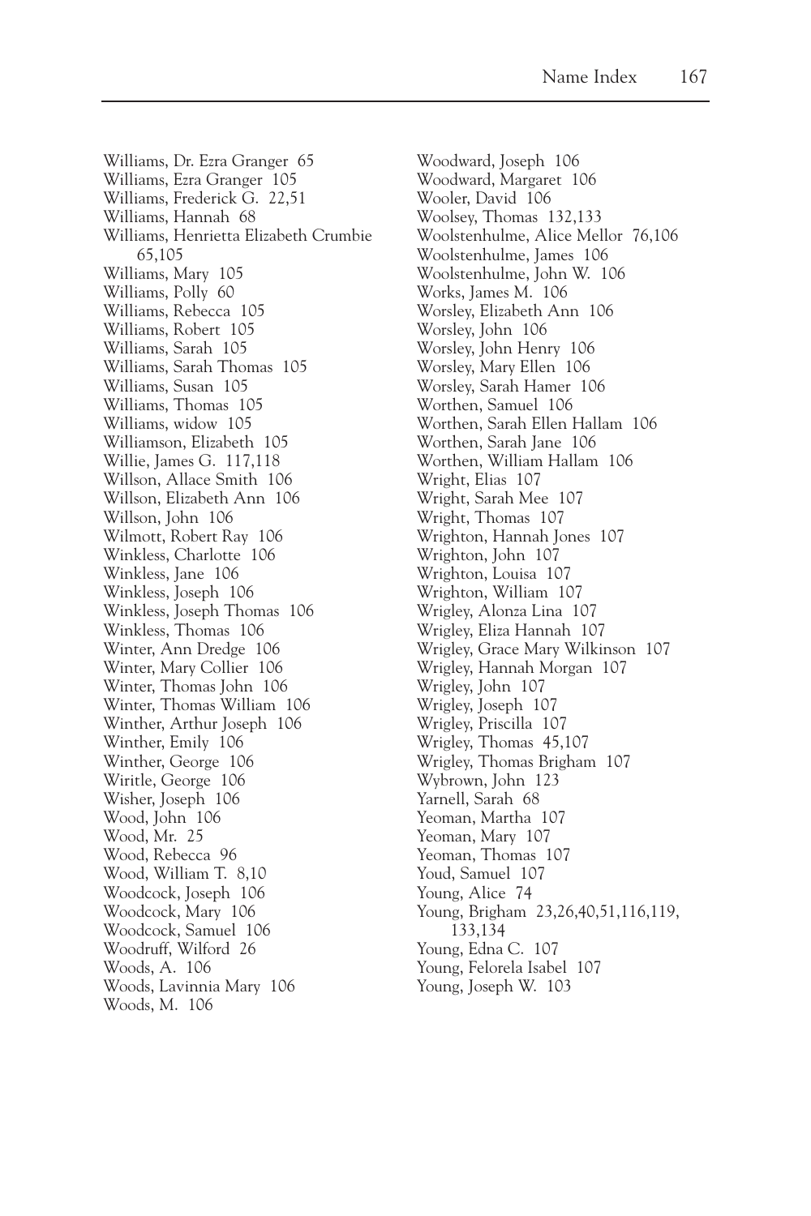Williams, Dr. Ezra Granger 65
Williams, Ezra Granger 105
Williams, Frederick G. 22,51
Williams, Hannah 68
Williams, Henrietta Elizabeth Crumbie 65,105
Williams, Mary 105
Williams, Polly 60
Williams, Rebecca 105
Williams, Robert 105
Williams, Sarah 105
Williams, Sarah Thomas 105
Williams, Susan 105
Williams, Thomas 105
Williams, widow 105
Williamson, Elizabeth 105
Willie, James G. 117,118
Willson, Allace Smith 106
Willson, Elizabeth Ann 106
Willson, John 106
Wilmott, Robert Ray 106
Winkless, Charlotte 106
Winkless, Jane 106
Winkless, Joseph 106
Winkless, Joseph Thomas 106
Winkless, Thomas 106
Winter, Ann Dredge 106
Winter, Mary Collier 106
Winter, Thomas John 106
Winter, Thomas William 106
Winther, Arthur Joseph 106
Winther, Emily 106
Winther, George 106
Wiritle, George 106
Wisher, Joseph 106
Wood, John 106
Wood, Mr. 25
Wood, Rebecca 96
Wood, William T. 8,10
Woodcock, Joseph 106
Woodcock, Mary 106
Woodcock, Samuel 106
Woodruff, Wilford 26
Woods, A. 106
Woods, Lavinnia Mary 106
Woods, M. 106
Woodward, Joseph 106
Woodward, Margaret 106
Wooler, David 106
Woolsey, Thomas 132,133
Woolstenhulme, Alice Mellor 76,106
Woolstenhulme, James 106
Woolstenhulme, John W. 106
Works, James M. 106
Worsley, Elizabeth Ann 106
Worsley, John 106
Worsley, John Henry 106
Worsley, Mary Ellen 106
Worsley, Sarah Hamer 106
Worthen, Samuel 106
Worthen, Sarah Ellen Hallam 106
Worthen, Sarah Jane 106
Worthen, William Hallam 106
Wright, Elias 107
Wright, Sarah Mee 107
Wright, Thomas 107
Wrighton, Hannah Jones 107
Wrighton, John 107
Wrighton, Louisa 107
Wrighton, William 107
Wrigley, Alonza Lina 107
Wrigley, Eliza Hannah 107
Wrigley, Grace Mary Wilkinson 107
Wrigley, Hannah Morgan 107
Wrigley, John 107
Wrigley, Joseph 107
Wrigley, Priscilla 107
Wrigley, Thomas 45,107
Wrigley, Thomas Brigham 107
Wybrown, John 123
Yarnell, Sarah 68
Yeoman, Martha 107
Yeoman, Mary 107
Yeoman, Thomas 107
Youd, Samuel 107
Young, Alice 74
Young, Brigham 23,26,40,51,116,119, 133,134
Young, Edna C. 107
Young, Felorela Isabel 107
Young, Joseph W. 103